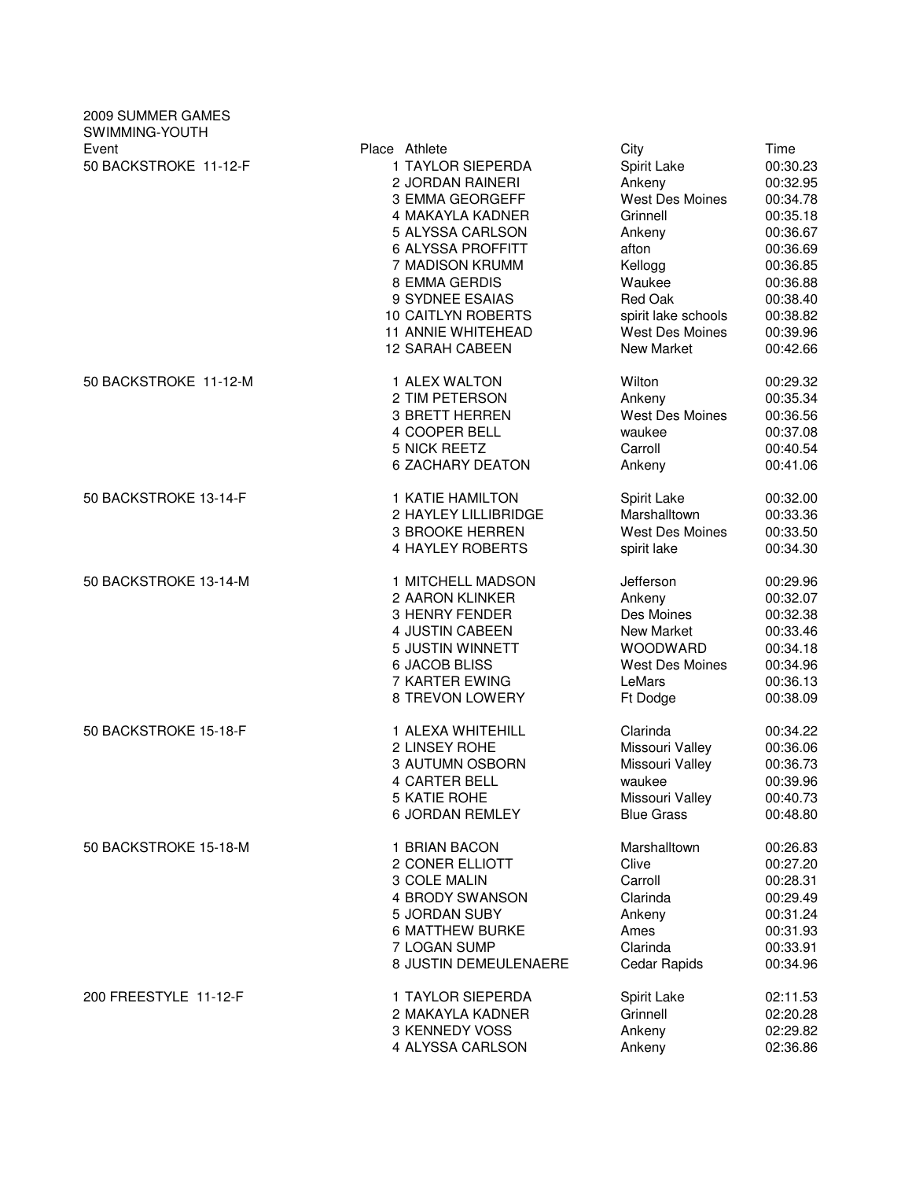2009 SUMMER GAMES

SWIMMING-YOUTH

| Event | Place | Athlete | City | Time |
|---|---|---|---|---|
| 50 BACKSTROKE 11-12-F | 1 | TAYLOR SIEPERDA | Spirit Lake | 00:30.23 |
| | 2 | JORDAN RAINERI | Ankeny | 00:32.95 |
| | 3 | EMMA GEORGEFF | West Des Moines | 00:34.78 |
| | 4 | MAKAYLA KADNER | Grinnell | 00:35.18 |
| | 5 | ALYSSA CARLSON | Ankeny | 00:36.67 |
| | 6 | ALYSSA PROFFITT | afton | 00:36.69 |
| | 7 | MADISON KRUMM | Kellogg | 00:36.85 |
| | 8 | EMMA GERDIS | Waukee | 00:36.88 |
| | 9 | SYDNEE ESAIAS | Red Oak | 00:38.40 |
| | 10 | CAITLYN ROBERTS | spirit lake schools | 00:38.82 |
| | 11 | ANNIE WHITEHEAD | West Des Moines | 00:39.96 |
| | 12 | SARAH CABEEN | New Market | 00:42.66 |
| 50 BACKSTROKE 11-12-M | 1 | ALEX WALTON | Wilton | 00:29.32 |
| | 2 | TIM PETERSON | Ankeny | 00:35.34 |
| | 3 | BRETT HERREN | West Des Moines | 00:36.56 |
| | 4 | COOPER BELL | waukee | 00:37.08 |
| | 5 | NICK REETZ | Carroll | 00:40.54 |
| | 6 | ZACHARY DEATON | Ankeny | 00:41.06 |
| 50 BACKSTROKE 13-14-F | 1 | KATIE HAMILTON | Spirit Lake | 00:32.00 |
| | 2 | HAYLEY LILLIBRIDGE | Marshalltown | 00:33.36 |
| | 3 | BROOKE HERREN | West Des Moines | 00:33.50 |
| | 4 | HAYLEY ROBERTS | spirit lake | 00:34.30 |
| 50 BACKSTROKE 13-14-M | 1 | MITCHELL MADSON | Jefferson | 00:29.96 |
| | 2 | AARON KLINKER | Ankeny | 00:32.07 |
| | 3 | HENRY FENDER | Des Moines | 00:32.38 |
| | 4 | JUSTIN CABEEN | New Market | 00:33.46 |
| | 5 | JUSTIN WINNETT | WOODWARD | 00:34.18 |
| | 6 | JACOB BLISS | West Des Moines | 00:34.96 |
| | 7 | KARTER EWING | LeMars | 00:36.13 |
| | 8 | TREVON LOWERY | Ft Dodge | 00:38.09 |
| 50 BACKSTROKE 15-18-F | 1 | ALEXA WHITEHILL | Clarinda | 00:34.22 |
| | 2 | LINSEY ROHE | Missouri Valley | 00:36.06 |
| | 3 | AUTUMN OSBORN | Missouri Valley | 00:36.73 |
| | 4 | CARTER BELL | waukee | 00:39.96 |
| | 5 | KATIE ROHE | Missouri Valley | 00:40.73 |
| | 6 | JORDAN REMLEY | Blue Grass | 00:48.80 |
| 50 BACKSTROKE 15-18-M | 1 | BRIAN BACON | Marshalltown | 00:26.83 |
| | 2 | CONER ELLIOTT | Clive | 00:27.20 |
| | 3 | COLE MALIN | Carroll | 00:28.31 |
| | 4 | BRODY SWANSON | Clarinda | 00:29.49 |
| | 5 | JORDAN SUBY | Ankeny | 00:31.24 |
| | 6 | MATTHEW BURKE | Ames | 00:31.93 |
| | 7 | LOGAN SUMP | Clarinda | 00:33.91 |
| | 8 | JUSTIN DEMEULENAERE | Cedar Rapids | 00:34.96 |
| 200 FREESTYLE 11-12-F | 1 | TAYLOR SIEPERDA | Spirit Lake | 02:11.53 |
| | 2 | MAKAYLA KADNER | Grinnell | 02:20.28 |
| | 3 | KENNEDY VOSS | Ankeny | 02:29.82 |
| | 4 | ALYSSA CARLSON | Ankeny | 02:36.86 |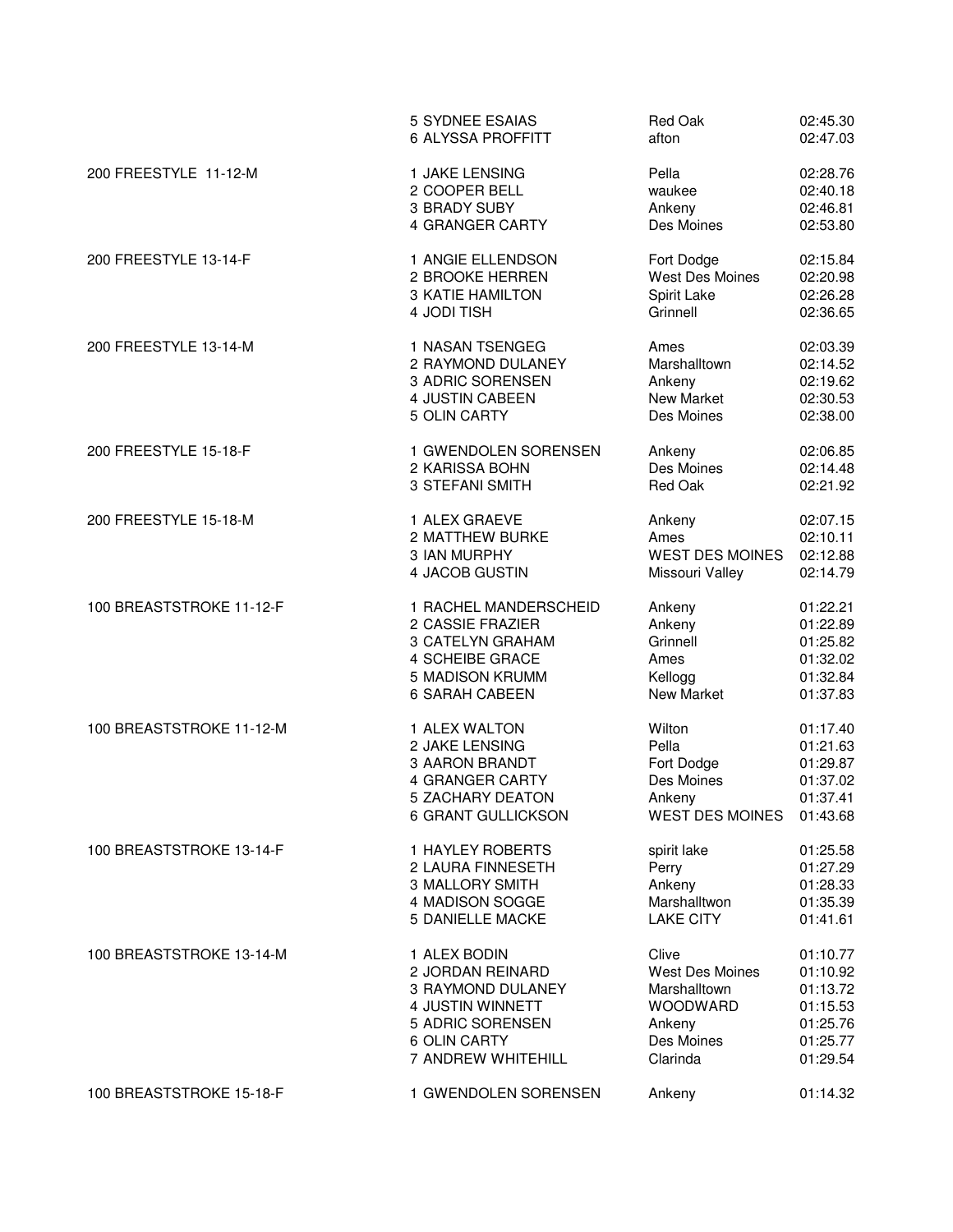| Event | Place / Name | Team | Time |
|---|---|---|---|
| | 5 SYDNEE ESAIAS | Red Oak | 02:45.30 |
| | 6 ALYSSA PROFFITT | afton | 02:47.03 |
| 200 FREESTYLE 11-12-M | 1 JAKE LENSING | Pella | 02:28.76 |
| | 2 COOPER BELL | waukee | 02:40.18 |
| | 3 BRADY SUBY | Ankeny | 02:46.81 |
| | 4 GRANGER CARTY | Des Moines | 02:53.80 |
| 200 FREESTYLE 13-14-F | 1 ANGIE ELLENDSON | Fort Dodge | 02:15.84 |
| | 2 BROOKE HERREN | West Des Moines | 02:20.98 |
| | 3 KATIE HAMILTON | Spirit Lake | 02:26.28 |
| | 4 JODI TISH | Grinnell | 02:36.65 |
| 200 FREESTYLE 13-14-M | 1 NASAN TSENGEG | Ames | 02:03.39 |
| | 2 RAYMOND DULANEY | Marshalltown | 02:14.52 |
| | 3 ADRIC SORENSEN | Ankeny | 02:19.62 |
| | 4 JUSTIN CABEEN | New Market | 02:30.53 |
| | 5 OLIN CARTY | Des Moines | 02:38.00 |
| 200 FREESTYLE 15-18-F | 1 GWENDOLEN SORENSEN | Ankeny | 02:06.85 |
| | 2 KARISSA BOHN | Des Moines | 02:14.48 |
| | 3 STEFANI SMITH | Red Oak | 02:21.92 |
| 200 FREESTYLE 15-18-M | 1 ALEX GRAEVE | Ankeny | 02:07.15 |
| | 2 MATTHEW BURKE | Ames | 02:10.11 |
| | 3 IAN MURPHY | WEST DES MOINES | 02:12.88 |
| | 4 JACOB GUSTIN | Missouri Valley | 02:14.79 |
| 100 BREASTSTROKE 11-12-F | 1 RACHEL MANDERSCHEID | Ankeny | 01:22.21 |
| | 2 CASSIE FRAZIER | Ankeny | 01:22.89 |
| | 3 CATELYN GRAHAM | Grinnell | 01:25.82 |
| | 4 SCHEIBE GRACE | Ames | 01:32.02 |
| | 5 MADISON KRUMM | Kellogg | 01:32.84 |
| | 6 SARAH CABEEN | New Market | 01:37.83 |
| 100 BREASTSTROKE 11-12-M | 1 ALEX WALTON | Wilton | 01:17.40 |
| | 2 JAKE LENSING | Pella | 01:21.63 |
| | 3 AARON BRANDT | Fort Dodge | 01:29.87 |
| | 4 GRANGER CARTY | Des Moines | 01:37.02 |
| | 5 ZACHARY DEATON | Ankeny | 01:37.41 |
| | 6 GRANT GULLICKSON | WEST DES MOINES | 01:43.68 |
| 100 BREASTSTROKE 13-14-F | 1 HAYLEY ROBERTS | spirit lake | 01:25.58 |
| | 2 LAURA FINNESETH | Perry | 01:27.29 |
| | 3 MALLORY SMITH | Ankeny | 01:28.33 |
| | 4 MADISON SOGGE | Marshalltwon | 01:35.39 |
| | 5 DANIELLE MACKE | LAKE CITY | 01:41.61 |
| 100 BREASTSTROKE 13-14-M | 1 ALEX BODIN | Clive | 01:10.77 |
| | 2 JORDAN REINARD | West Des Moines | 01:10.92 |
| | 3 RAYMOND DULANEY | Marshalltown | 01:13.72 |
| | 4 JUSTIN WINNETT | WOODWARD | 01:15.53 |
| | 5 ADRIC SORENSEN | Ankeny | 01:25.76 |
| | 6 OLIN CARTY | Des Moines | 01:25.77 |
| | 7 ANDREW WHITEHILL | Clarinda | 01:29.54 |
| 100 BREASTSTROKE 15-18-F | 1 GWENDOLEN SORENSEN | Ankeny | 01:14.32 |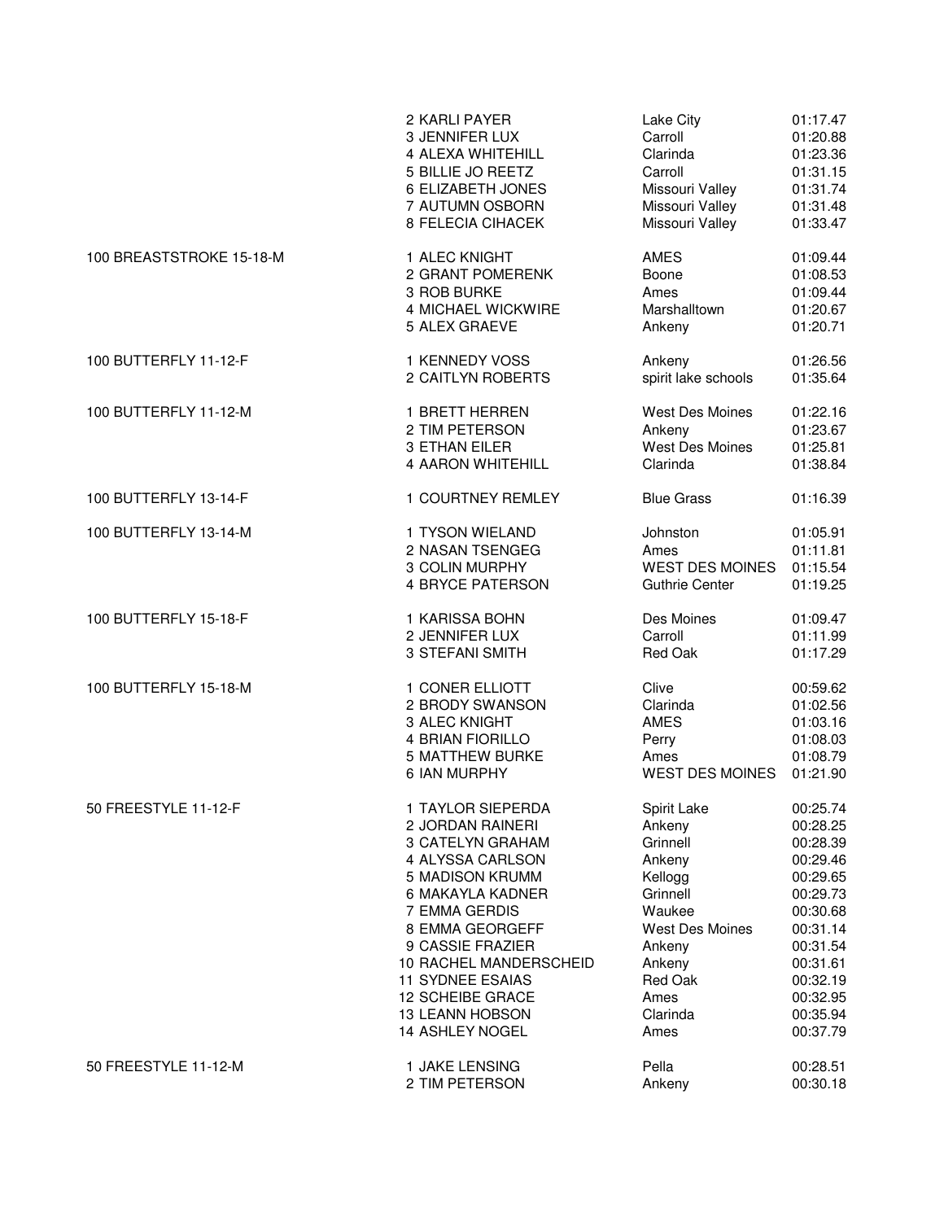| Event | Place / Name | Team | Time |
|---|---|---|---|
| | 2 KARLI PAYER | Lake City | 01:17.47 |
| | 3 JENNIFER LUX | Carroll | 01:20.88 |
| | 4 ALEXA WHITEHILL | Clarinda | 01:23.36 |
| | 5 BILLIE JO REETZ | Carroll | 01:31.15 |
| | 6 ELIZABETH JONES | Missouri Valley | 01:31.74 |
| | 7 AUTUMN OSBORN | Missouri Valley | 01:31.48 |
| | 8 FELECIA CIHACEK | Missouri Valley | 01:33.47 |
| 100 BREASTSTROKE 15-18-M | 1 ALEC KNIGHT | AMES | 01:09.44 |
| | 2 GRANT POMERENK | Boone | 01:08.53 |
| | 3 ROB BURKE | Ames | 01:09.44 |
| | 4 MICHAEL WICKWIRE | Marshalltown | 01:20.67 |
| | 5 ALEX GRAEVE | Ankeny | 01:20.71 |
| 100 BUTTERFLY 11-12-F | 1 KENNEDY VOSS | Ankeny | 01:26.56 |
| | 2 CAITLYN ROBERTS | spirit lake schools | 01:35.64 |
| 100 BUTTERFLY 11-12-M | 1 BRETT HERREN | West Des Moines | 01:22.16 |
| | 2 TIM PETERSON | Ankeny | 01:23.67 |
| | 3 ETHAN EILER | West Des Moines | 01:25.81 |
| | 4 AARON WHITEHILL | Clarinda | 01:38.84 |
| 100 BUTTERFLY 13-14-F | 1 COURTNEY REMLEY | Blue Grass | 01:16.39 |
| 100 BUTTERFLY 13-14-M | 1 TYSON WIELAND | Johnston | 01:05.91 |
| | 2 NASAN TSENGEG | Ames | 01:11.81 |
| | 3 COLIN MURPHY | WEST DES MOINES | 01:15.54 |
| | 4 BRYCE PATERSON | Guthrie Center | 01:19.25 |
| 100 BUTTERFLY 15-18-F | 1 KARISSA BOHN | Des Moines | 01:09.47 |
| | 2 JENNIFER LUX | Carroll | 01:11.99 |
| | 3 STEFANI SMITH | Red Oak | 01:17.29 |
| 100 BUTTERFLY 15-18-M | 1 CONER ELLIOTT | Clive | 00:59.62 |
| | 2 BRODY SWANSON | Clarinda | 01:02.56 |
| | 3 ALEC KNIGHT | AMES | 01:03.16 |
| | 4 BRIAN FIORILLO | Perry | 01:08.03 |
| | 5 MATTHEW BURKE | Ames | 01:08.79 |
| | 6 IAN MURPHY | WEST DES MOINES | 01:21.90 |
| 50 FREESTYLE 11-12-F | 1 TAYLOR SIEPERDA | Spirit Lake | 00:25.74 |
| | 2 JORDAN RAINERI | Ankeny | 00:28.25 |
| | 3 CATELYN GRAHAM | Grinnell | 00:28.39 |
| | 4 ALYSSA CARLSON | Ankeny | 00:29.46 |
| | 5 MADISON KRUMM | Kellogg | 00:29.65 |
| | 6 MAKAYLA KADNER | Grinnell | 00:29.73 |
| | 7 EMMA GERDIS | Waukee | 00:30.68 |
| | 8 EMMA GEORGEFF | West Des Moines | 00:31.14 |
| | 9 CASSIE FRAZIER | Ankeny | 00:31.54 |
| | 10 RACHEL MANDERSCHEID | Ankeny | 00:31.61 |
| | 11 SYDNEE ESAIAS | Red Oak | 00:32.19 |
| | 12 SCHEIBE GRACE | Ames | 00:32.95 |
| | 13 LEANN HOBSON | Clarinda | 00:35.94 |
| | 14 ASHLEY NOGEL | Ames | 00:37.79 |
| 50 FREESTYLE 11-12-M | 1 JAKE LENSING | Pella | 00:28.51 |
| | 2 TIM PETERSON | Ankeny | 00:30.18 |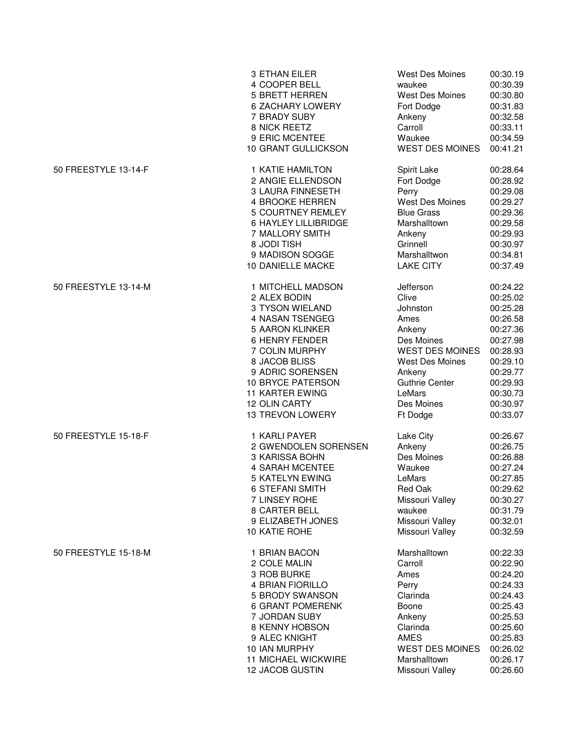| Event | Place | Name | City | Time |
|---|---|---|---|---|
| | 3 | ETHAN EILER | West Des Moines | 00:30.19 |
| | 4 | COOPER BELL | waukee | 00:30.39 |
| | 5 | BRETT HERREN | West Des Moines | 00:30.80 |
| | 6 | ZACHARY LOWERY | Fort Dodge | 00:31.83 |
| | 7 | BRADY SUBY | Ankeny | 00:32.58 |
| | 8 | NICK REETZ | Carroll | 00:33.11 |
| | 9 | ERIC MCENTEE | Waukee | 00:34.59 |
| | 10 | GRANT GULLICKSON | WEST DES MOINES | 00:41.21 |
| 50 FREESTYLE 13-14-F | 1 | KATIE HAMILTON | Spirit Lake | 00:28.64 |
| | 2 | ANGIE ELLENDSON | Fort Dodge | 00:28.92 |
| | 3 | LAURA FINNESETH | Perry | 00:29.08 |
| | 4 | BROOKE HERREN | West Des Moines | 00:29.27 |
| | 5 | COURTNEY REMLEY | Blue Grass | 00:29.36 |
| | 6 | HAYLEY LILLIBRIDGE | Marshalltown | 00:29.58 |
| | 7 | MALLORY SMITH | Ankeny | 00:29.93 |
| | 8 | JODI TISH | Grinnell | 00:30.97 |
| | 9 | MADISON SOGGE | Marshalltwon | 00:34.81 |
| | 10 | DANIELLE MACKE | LAKE CITY | 00:37.49 |
| 50 FREESTYLE 13-14-M | 1 | MITCHELL MADSON | Jefferson | 00:24.22 |
| | 2 | ALEX BODIN | Clive | 00:25.02 |
| | 3 | TYSON WIELAND | Johnston | 00:25.28 |
| | 4 | NASAN TSENGEG | Ames | 00:26.58 |
| | 5 | AARON KLINKER | Ankeny | 00:27.36 |
| | 6 | HENRY FENDER | Des Moines | 00:27.98 |
| | 7 | COLIN MURPHY | WEST DES MOINES | 00:28.93 |
| | 8 | JACOB BLISS | West Des Moines | 00:29.10 |
| | 9 | ADRIC SORENSEN | Ankeny | 00:29.77 |
| | 10 | BRYCE PATERSON | Guthrie Center | 00:29.93 |
| | 11 | KARTER EWING | LeMars | 00:30.73 |
| | 12 | OLIN CARTY | Des Moines | 00:30.97 |
| | 13 | TREVON LOWERY | Ft Dodge | 00:33.07 |
| 50 FREESTYLE 15-18-F | 1 | KARLI PAYER | Lake City | 00:26.67 |
| | 2 | GWENDOLEN SORENSEN | Ankeny | 00:26.75 |
| | 3 | KARISSA BOHN | Des Moines | 00:26.88 |
| | 4 | SARAH MCENTEE | Waukee | 00:27.24 |
| | 5 | KATELYN EWING | LeMars | 00:27.85 |
| | 6 | STEFANI SMITH | Red Oak | 00:29.62 |
| | 7 | LINSEY ROHE | Missouri Valley | 00:30.27 |
| | 8 | CARTER BELL | waukee | 00:31.79 |
| | 9 | ELIZABETH JONES | Missouri Valley | 00:32.01 |
| | 10 | KATIE ROHE | Missouri Valley | 00:32.59 |
| 50 FREESTYLE 15-18-M | 1 | BRIAN BACON | Marshalltown | 00:22.33 |
| | 2 | COLE MALIN | Carroll | 00:22.90 |
| | 3 | ROB BURKE | Ames | 00:24.20 |
| | 4 | BRIAN FIORILLO | Perry | 00:24.33 |
| | 5 | BRODY SWANSON | Clarinda | 00:24.43 |
| | 6 | GRANT POMERENK | Boone | 00:25.43 |
| | 7 | JORDAN SUBY | Ankeny | 00:25.53 |
| | 8 | KENNY HOBSON | Clarinda | 00:25.60 |
| | 9 | ALEC KNIGHT | AMES | 00:25.83 |
| | 10 | IAN MURPHY | WEST DES MOINES | 00:26.02 |
| | 11 | MICHAEL WICKWIRE | Marshalltown | 00:26.17 |
| | 12 | JACOB GUSTIN | Missouri Valley | 00:26.60 |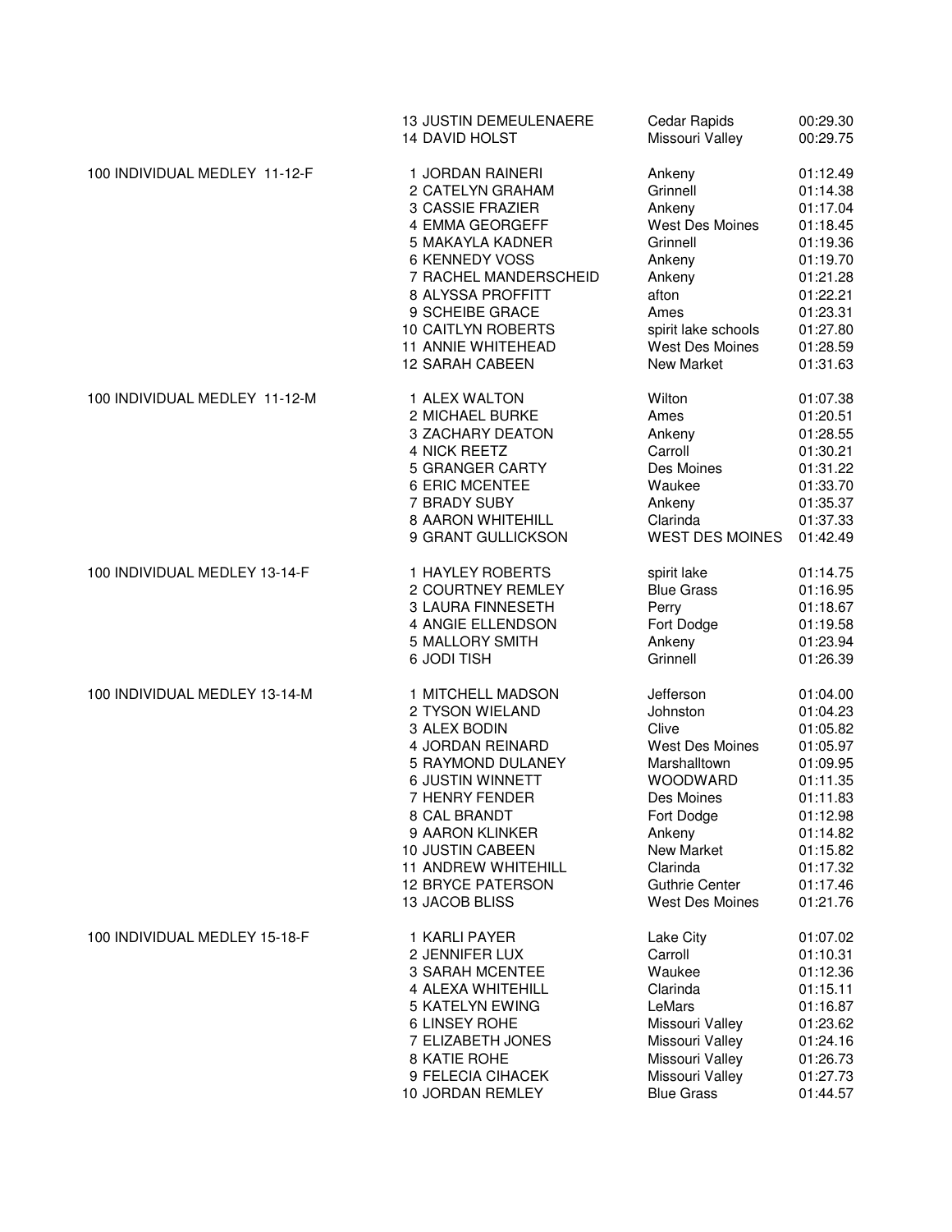| Event | Place | Name | Team | Time |
|---|---|---|---|---|
| | 13 | JUSTIN DEMEULENAERE | Cedar Rapids | 00:29.30 |
| | 14 | DAVID HOLST | Missouri Valley | 00:29.75 |
| 100 INDIVIDUAL MEDLEY 11-12-F | 1 | JORDAN RAINERI | Ankeny | 01:12.49 |
| | 2 | CATELYN GRAHAM | Grinnell | 01:14.38 |
| | 3 | CASSIE FRAZIER | Ankeny | 01:17.04 |
| | 4 | EMMA GEORGEFF | West Des Moines | 01:18.45 |
| | 5 | MAKAYLA KADNER | Grinnell | 01:19.36 |
| | 6 | KENNEDY VOSS | Ankeny | 01:19.70 |
| | 7 | RACHEL MANDERSCHEID | Ankeny | 01:21.28 |
| | 8 | ALYSSA PROFFITT | afton | 01:22.21 |
| | 9 | SCHEIBE GRACE | Ames | 01:23.31 |
| | 10 | CAITLYN ROBERTS | spirit lake schools | 01:27.80 |
| | 11 | ANNIE WHITEHEAD | West Des Moines | 01:28.59 |
| | 12 | SARAH CABEEN | New Market | 01:31.63 |
| 100 INDIVIDUAL MEDLEY 11-12-M | 1 | ALEX WALTON | Wilton | 01:07.38 |
| | 2 | MICHAEL BURKE | Ames | 01:20.51 |
| | 3 | ZACHARY DEATON | Ankeny | 01:28.55 |
| | 4 | NICK REETZ | Carroll | 01:30.21 |
| | 5 | GRANGER CARTY | Des Moines | 01:31.22 |
| | 6 | ERIC MCENTEE | Waukee | 01:33.70 |
| | 7 | BRADY SUBY | Ankeny | 01:35.37 |
| | 8 | AARON WHITEHILL | Clarinda | 01:37.33 |
| | 9 | GRANT GULLICKSON | WEST DES MOINES | 01:42.49 |
| 100 INDIVIDUAL MEDLEY 13-14-F | 1 | HAYLEY ROBERTS | spirit lake | 01:14.75 |
| | 2 | COURTNEY REMLEY | Blue Grass | 01:16.95 |
| | 3 | LAURA FINNESETH | Perry | 01:18.67 |
| | 4 | ANGIE ELLENDSON | Fort Dodge | 01:19.58 |
| | 5 | MALLORY SMITH | Ankeny | 01:23.94 |
| | 6 | JODI TISH | Grinnell | 01:26.39 |
| 100 INDIVIDUAL MEDLEY 13-14-M | 1 | MITCHELL MADSON | Jefferson | 01:04.00 |
| | 2 | TYSON WIELAND | Johnston | 01:04.23 |
| | 3 | ALEX BODIN | Clive | 01:05.82 |
| | 4 | JORDAN REINARD | West Des Moines | 01:05.97 |
| | 5 | RAYMOND DULANEY | Marshalltown | 01:09.95 |
| | 6 | JUSTIN WINNETT | WOODWARD | 01:11.35 |
| | 7 | HENRY FENDER | Des Moines | 01:11.83 |
| | 8 | CAL BRANDT | Fort Dodge | 01:12.98 |
| | 9 | AARON KLINKER | Ankeny | 01:14.82 |
| | 10 | JUSTIN CABEEN | New Market | 01:15.82 |
| | 11 | ANDREW WHITEHILL | Clarinda | 01:17.32 |
| | 12 | BRYCE PATERSON | Guthrie Center | 01:17.46 |
| | 13 | JACOB BLISS | West Des Moines | 01:21.76 |
| 100 INDIVIDUAL MEDLEY 15-18-F | 1 | KARLI PAYER | Lake City | 01:07.02 |
| | 2 | JENNIFER LUX | Carroll | 01:10.31 |
| | 3 | SARAH MCENTEE | Waukee | 01:12.36 |
| | 4 | ALEXA WHITEHILL | Clarinda | 01:15.11 |
| | 5 | KATELYN EWING | LeMars | 01:16.87 |
| | 6 | LINSEY ROHE | Missouri Valley | 01:23.62 |
| | 7 | ELIZABETH JONES | Missouri Valley | 01:24.16 |
| | 8 | KATIE ROHE | Missouri Valley | 01:26.73 |
| | 9 | FELECIA CIHACEK | Missouri Valley | 01:27.73 |
| | 10 | JORDAN REMLEY | Blue Grass | 01:44.57 |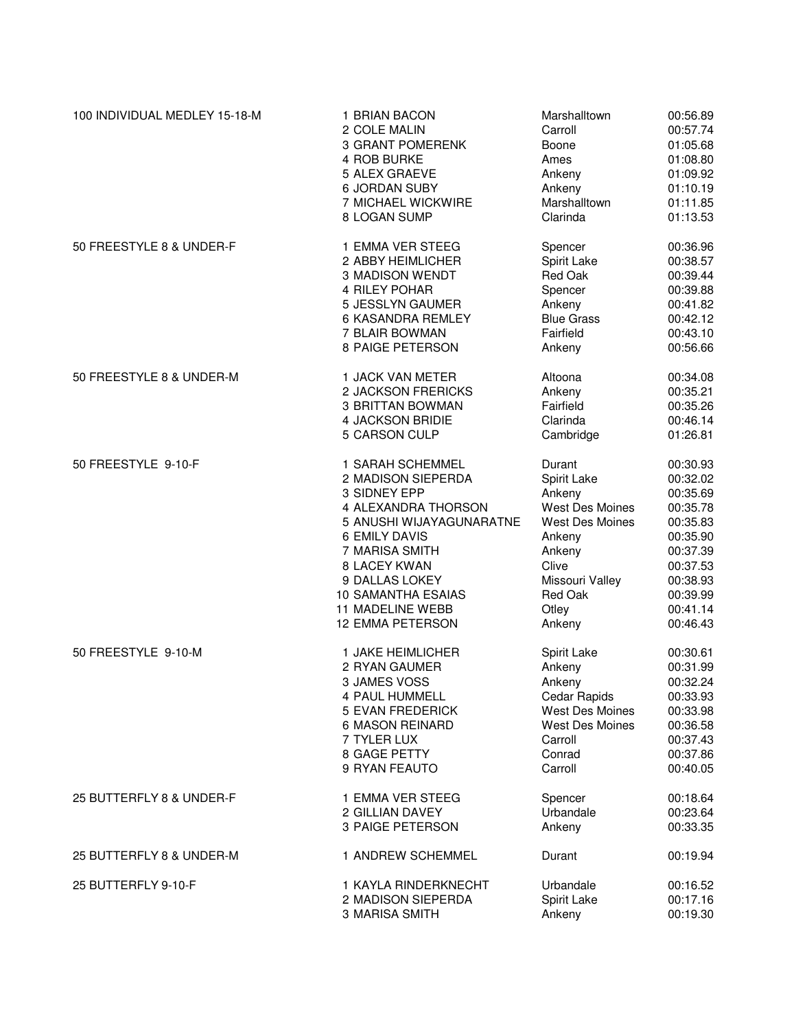| Event | Place | Name | Team | Time |
| --- | --- | --- | --- | --- |
| 100 INDIVIDUAL MEDLEY 15-18-M | 1 | BRIAN BACON | Marshalltown | 00:56.89 |
| | 2 | COLE MALIN | Carroll | 00:57.74 |
| | 3 | GRANT POMERENK | Boone | 01:05.68 |
| | 4 | ROB BURKE | Ames | 01:08.80 |
| | 5 | ALEX GRAEVE | Ankeny | 01:09.92 |
| | 6 | JORDAN SUBY | Ankeny | 01:10.19 |
| | 7 | MICHAEL WICKWIRE | Marshalltown | 01:11.85 |
| | 8 | LOGAN SUMP | Clarinda | 01:13.53 |
| 50 FREESTYLE 8 & UNDER-F | 1 | EMMA VER STEEG | Spencer | 00:36.96 |
| | 2 | ABBY HEIMLICHER | Spirit Lake | 00:38.57 |
| | 3 | MADISON WENDT | Red Oak | 00:39.44 |
| | 4 | RILEY POHAR | Spencer | 00:39.88 |
| | 5 | JESSLYN GAUMER | Ankeny | 00:41.82 |
| | 6 | KASANDRA REMLEY | Blue Grass | 00:42.12 |
| | 7 | BLAIR BOWMAN | Fairfield | 00:43.10 |
| | 8 | PAIGE PETERSON | Ankeny | 00:56.66 |
| 50 FREESTYLE 8 & UNDER-M | 1 | JACK VAN METER | Altoona | 00:34.08 |
| | 2 | JACKSON FRERICKS | Ankeny | 00:35.21 |
| | 3 | BRITTAN BOWMAN | Fairfield | 00:35.26 |
| | 4 | JACKSON BRIDIE | Clarinda | 00:46.14 |
| | 5 | CARSON CULP | Cambridge | 01:26.81 |
| 50 FREESTYLE 9-10-F | 1 | SARAH SCHEMMEL | Durant | 00:30.93 |
| | 2 | MADISON SIEPERDA | Spirit Lake | 00:32.02 |
| | 3 | SIDNEY EPP | Ankeny | 00:35.69 |
| | 4 | ALEXANDRA THORSON | West Des Moines | 00:35.78 |
| | 5 | ANUSHI WIJAYAGUNARATNE | West Des Moines | 00:35.83 |
| | 6 | EMILY DAVIS | Ankeny | 00:35.90 |
| | 7 | MARISA SMITH | Ankeny | 00:37.39 |
| | 8 | LACEY KWAN | Clive | 00:37.53 |
| | 9 | DALLAS LOKEY | Missouri Valley | 00:38.93 |
| | 10 | SAMANTHA ESAIAS | Red Oak | 00:39.99 |
| | 11 | MADELINE WEBB | Otley | 00:41.14 |
| | 12 | EMMA PETERSON | Ankeny | 00:46.43 |
| 50 FREESTYLE 9-10-M | 1 | JAKE HEIMLICHER | Spirit Lake | 00:30.61 |
| | 2 | RYAN GAUMER | Ankeny | 00:31.99 |
| | 3 | JAMES VOSS | Ankeny | 00:32.24 |
| | 4 | PAUL HUMMELL | Cedar Rapids | 00:33.93 |
| | 5 | EVAN FREDERICK | West Des Moines | 00:33.98 |
| | 6 | MASON REINARD | West Des Moines | 00:36.58 |
| | 7 | TYLER LUX | Carroll | 00:37.43 |
| | 8 | GAGE PETTY | Conrad | 00:37.86 |
| | 9 | RYAN FEAUTO | Carroll | 00:40.05 |
| 25 BUTTERFLY 8 & UNDER-F | 1 | EMMA VER STEEG | Spencer | 00:18.64 |
| | 2 | GILLIAN DAVEY | Urbandale | 00:23.64 |
| | 3 | PAIGE PETERSON | Ankeny | 00:33.35 |
| 25 BUTTERFLY 8 & UNDER-M | 1 | ANDREW SCHEMMEL | Durant | 00:19.94 |
| 25 BUTTERFLY 9-10-F | 1 | KAYLA RINDERKNECHT | Urbandale | 00:16.52 |
| | 2 | MADISON SIEPERDA | Spirit Lake | 00:17.16 |
| | 3 | MARISA SMITH | Ankeny | 00:19.30 |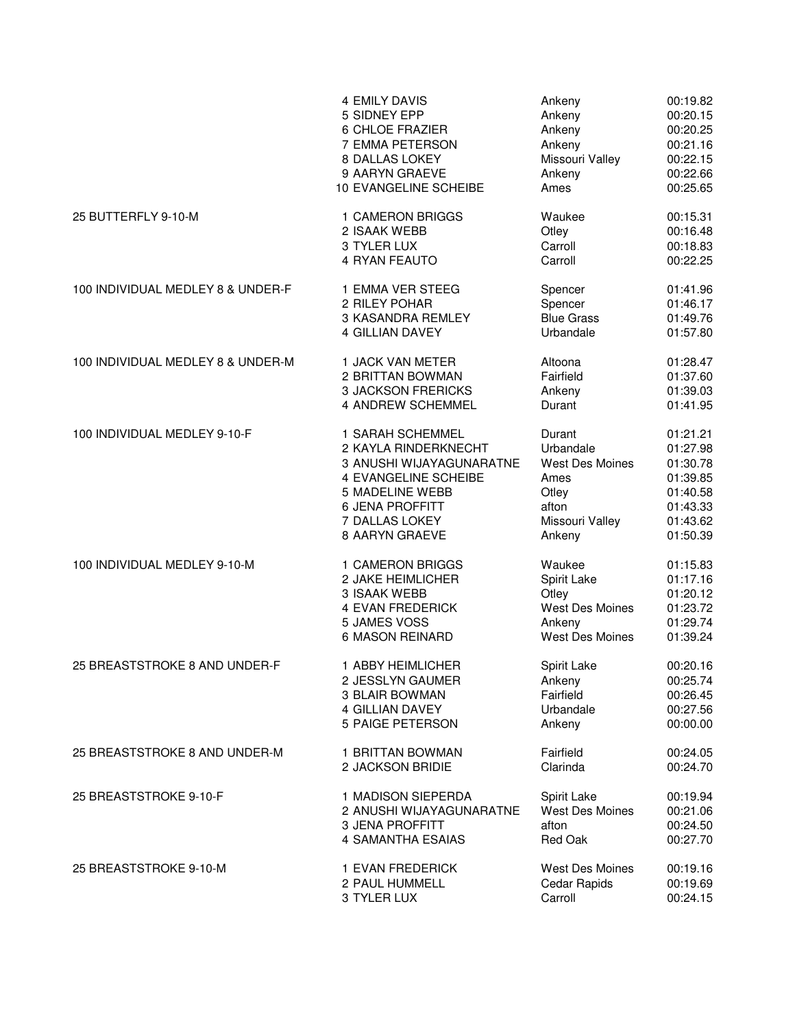| Event | Place | Name | Team | Time |
|---|---|---|---|---|
| | 4 | EMILY DAVIS | Ankeny | 00:19.82 |
| | 5 | SIDNEY EPP | Ankeny | 00:20.15 |
| | 6 | CHLOE FRAZIER | Ankeny | 00:20.25 |
| | 7 | EMMA PETERSON | Ankeny | 00:21.16 |
| | 8 | DALLAS LOKEY | Missouri Valley | 00:22.15 |
| | 9 | AARYN GRAEVE | Ankeny | 00:22.66 |
| | 10 | EVANGELINE SCHEIBE | Ames | 00:25.65 |
| 25 BUTTERFLY 9-10-M | 1 | CAMERON BRIGGS | Waukee | 00:15.31 |
| | 2 | ISAAK WEBB | Otley | 00:16.48 |
| | 3 | TYLER LUX | Carroll | 00:18.83 |
| | 4 | RYAN FEAUTO | Carroll | 00:22.25 |
| 100 INDIVIDUAL MEDLEY 8 & UNDER-F | 1 | EMMA VER STEEG | Spencer | 01:41.96 |
| | 2 | RILEY POHAR | Spencer | 01:46.17 |
| | 3 | KASANDRA REMLEY | Blue Grass | 01:49.76 |
| | 4 | GILLIAN DAVEY | Urbandale | 01:57.80 |
| 100 INDIVIDUAL MEDLEY 8 & UNDER-M | 1 | JACK VAN METER | Altoona | 01:28.47 |
| | 2 | BRITTAN BOWMAN | Fairfield | 01:37.60 |
| | 3 | JACKSON FRERICKS | Ankeny | 01:39.03 |
| | 4 | ANDREW SCHEMMEL | Durant | 01:41.95 |
| 100 INDIVIDUAL MEDLEY 9-10-F | 1 | SARAH SCHEMMEL | Durant | 01:21.21 |
| | 2 | KAYLA RINDERKNECHT | Urbandale | 01:27.98 |
| | 3 | ANUSHI WIJAYAGUNARATNE | West Des Moines | 01:30.78 |
| | 4 | EVANGELINE SCHEIBE | Ames | 01:39.85 |
| | 5 | MADELINE WEBB | Otley | 01:40.58 |
| | 6 | JENA PROFFITT | afton | 01:43.33 |
| | 7 | DALLAS LOKEY | Missouri Valley | 01:43.62 |
| | 8 | AARYN GRAEVE | Ankeny | 01:50.39 |
| 100 INDIVIDUAL MEDLEY 9-10-M | 1 | CAMERON BRIGGS | Waukee | 01:15.83 |
| | 2 | JAKE HEIMLICHER | Spirit Lake | 01:17.16 |
| | 3 | ISAAK WEBB | Otley | 01:20.12 |
| | 4 | EVAN FREDERICK | West Des Moines | 01:23.72 |
| | 5 | JAMES VOSS | Ankeny | 01:29.74 |
| | 6 | MASON REINARD | West Des Moines | 01:39.24 |
| 25 BREASTSTROKE 8 AND UNDER-F | 1 | ABBY HEIMLICHER | Spirit Lake | 00:20.16 |
| | 2 | JESSLYN GAUMER | Ankeny | 00:25.74 |
| | 3 | BLAIR BOWMAN | Fairfield | 00:26.45 |
| | 4 | GILLIAN DAVEY | Urbandale | 00:27.56 |
| | 5 | PAIGE PETERSON | Ankeny | 00:00.00 |
| 25 BREASTSTROKE 8 AND UNDER-M | 1 | BRITTAN BOWMAN | Fairfield | 00:24.05 |
| | 2 | JACKSON BRIDIE | Clarinda | 00:24.70 |
| 25 BREASTSTROKE 9-10-F | 1 | MADISON SIEPERDA | Spirit Lake | 00:19.94 |
| | 2 | ANUSHI WIJAYAGUNARATNE | West Des Moines | 00:21.06 |
| | 3 | JENA PROFFITT | afton | 00:24.50 |
| | 4 | SAMANTHA ESAIAS | Red Oak | 00:27.70 |
| 25 BREASTSTROKE 9-10-M | 1 | EVAN FREDERICK | West Des Moines | 00:19.16 |
| | 2 | PAUL HUMMELL | Cedar Rapids | 00:19.69 |
| | 3 | TYLER LUX | Carroll | 00:24.15 |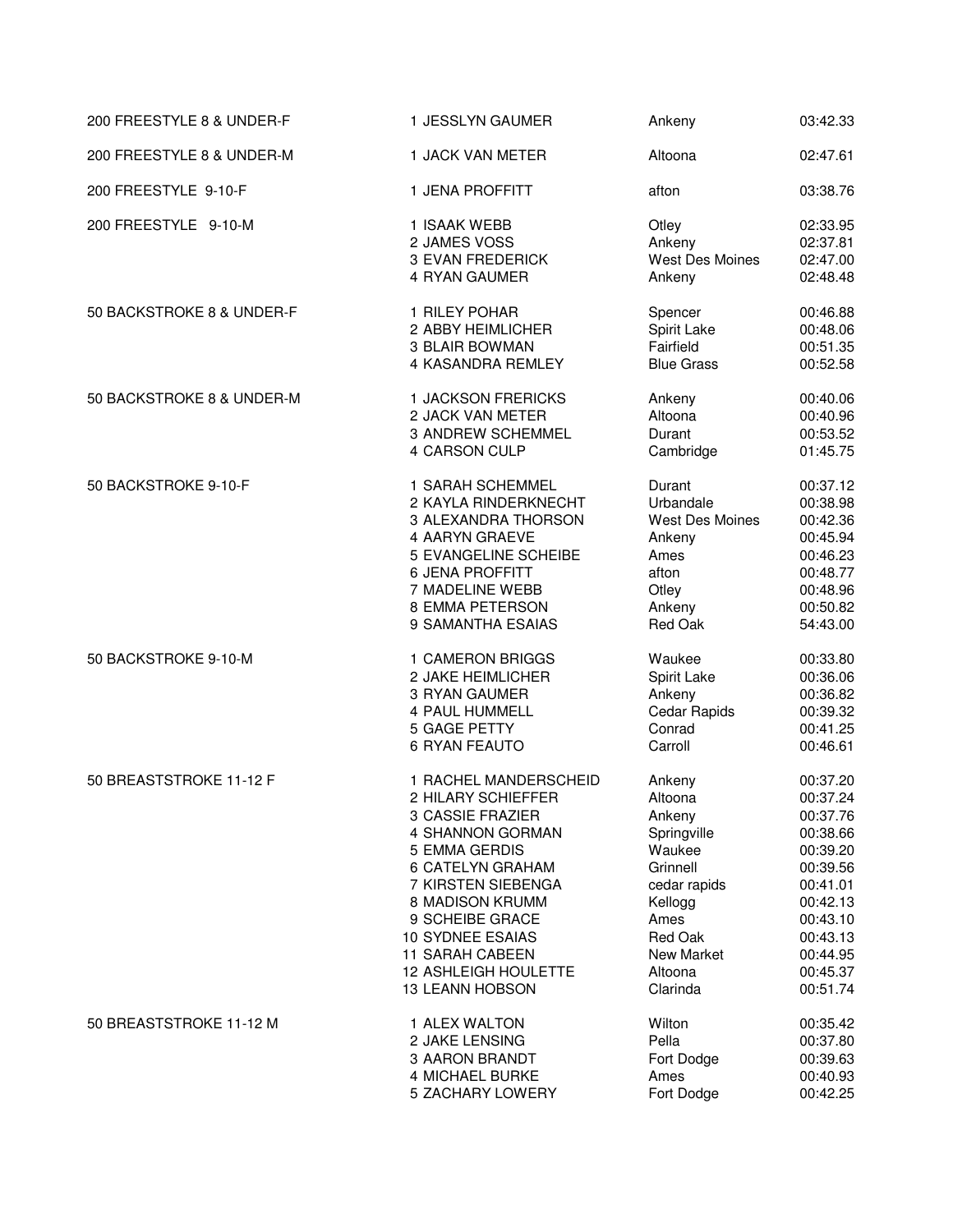| Event | Place | Name | Team | Time |
|---|---|---|---|---|
| 200 FREESTYLE 8 & UNDER-F | 1 | JESSLYN GAUMER | Ankeny | 03:42.33 |
| 200 FREESTYLE 8 & UNDER-M | 1 | JACK VAN METER | Altoona | 02:47.61 |
| 200 FREESTYLE 9-10-F | 1 | JENA PROFFITT | afton | 03:38.76 |
| 200 FREESTYLE 9-10-M | 1 | ISAAK WEBB | Otley | 02:33.95 |
| | 2 | JAMES VOSS | Ankeny | 02:37.81 |
| | 3 | EVAN FREDERICK | West Des Moines | 02:47.00 |
| | 4 | RYAN GAUMER | Ankeny | 02:48.48 |
| 50 BACKSTROKE 8 & UNDER-F | 1 | RILEY POHAR | Spencer | 00:46.88 |
| | 2 | ABBY HEIMLICHER | Spirit Lake | 00:48.06 |
| | 3 | BLAIR BOWMAN | Fairfield | 00:51.35 |
| | 4 | KASANDRA REMLEY | Blue Grass | 00:52.58 |
| 50 BACKSTROKE 8 & UNDER-M | 1 | JACKSON FRERICKS | Ankeny | 00:40.06 |
| | 2 | JACK VAN METER | Altoona | 00:40.96 |
| | 3 | ANDREW SCHEMMEL | Durant | 00:53.52 |
| | 4 | CARSON CULP | Cambridge | 01:45.75 |
| 50 BACKSTROKE 9-10-F | 1 | SARAH SCHEMMEL | Durant | 00:37.12 |
| | 2 | KAYLA RINDERKNECHT | Urbandale | 00:38.98 |
| | 3 | ALEXANDRA THORSON | West Des Moines | 00:42.36 |
| | 4 | AARYN GRAEVE | Ankeny | 00:45.94 |
| | 5 | EVANGELINE SCHEIBE | Ames | 00:46.23 |
| | 6 | JENA PROFFITT | afton | 00:48.77 |
| | 7 | MADELINE WEBB | Otley | 00:48.96 |
| | 8 | EMMA PETERSON | Ankeny | 00:50.82 |
| | 9 | SAMANTHA ESAIAS | Red Oak | 54:43.00 |
| 50 BACKSTROKE 9-10-M | 1 | CAMERON BRIGGS | Waukee | 00:33.80 |
| | 2 | JAKE HEIMLICHER | Spirit Lake | 00:36.06 |
| | 3 | RYAN GAUMER | Ankeny | 00:36.82 |
| | 4 | PAUL HUMMELL | Cedar Rapids | 00:39.32 |
| | 5 | GAGE PETTY | Conrad | 00:41.25 |
| | 6 | RYAN FEAUTO | Carroll | 00:46.61 |
| 50 BREASTSTROKE 11-12 F | 1 | RACHEL MANDERSCHEID | Ankeny | 00:37.20 |
| | 2 | HILARY SCHIEFFER | Altoona | 00:37.24 |
| | 3 | CASSIE FRAZIER | Ankeny | 00:37.76 |
| | 4 | SHANNON GORMAN | Springville | 00:38.66 |
| | 5 | EMMA GERDIS | Waukee | 00:39.20 |
| | 6 | CATELYN GRAHAM | Grinnell | 00:39.56 |
| | 7 | KIRSTEN SIEBENGA | cedar rapids | 00:41.01 |
| | 8 | MADISON KRUMM | Kellogg | 00:42.13 |
| | 9 | SCHEIBE GRACE | Ames | 00:43.10 |
| | 10 | SYDNEE ESAIAS | Red Oak | 00:43.13 |
| | 11 | SARAH CABEEN | New Market | 00:44.95 |
| | 12 | ASHLEIGH HOULETTE | Altoona | 00:45.37 |
| | 13 | LEANN HOBSON | Clarinda | 00:51.74 |
| 50 BREASTSTROKE 11-12 M | 1 | ALEX WALTON | Wilton | 00:35.42 |
| | 2 | JAKE LENSING | Pella | 00:37.80 |
| | 3 | AARON BRANDT | Fort Dodge | 00:39.63 |
| | 4 | MICHAEL BURKE | Ames | 00:40.93 |
| | 5 | ZACHARY LOWERY | Fort Dodge | 00:42.25 |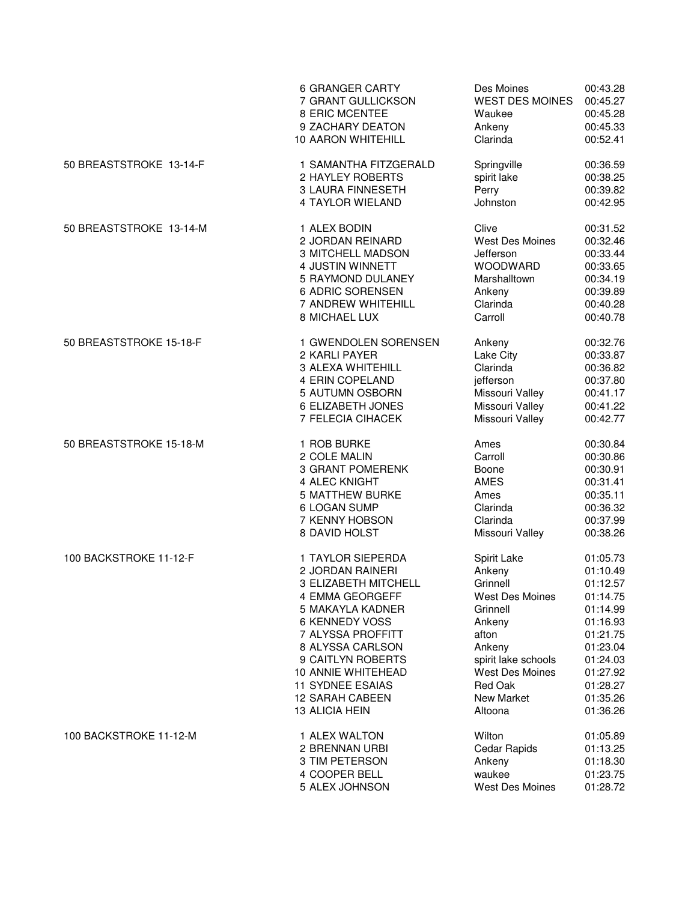| Event | Place | Name | Team | Time |
|---|---|---|---|---|
| | 6 | GRANGER CARTY | Des Moines | 00:43.28 |
| | 7 | GRANT GULLICKSON | WEST DES MOINES | 00:45.27 |
| | 8 | ERIC MCENTEE | Waukee | 00:45.28 |
| | 9 | ZACHARY DEATON | Ankeny | 00:45.33 |
| | 10 | AARON WHITEHILL | Clarinda | 00:52.41 |
| 50 BREASTSTROKE 13-14-F | 1 | SAMANTHA FITZGERALD | Springville | 00:36.59 |
| | 2 | HAYLEY ROBERTS | spirit lake | 00:38.25 |
| | 3 | LAURA FINNESETH | Perry | 00:39.82 |
| | 4 | TAYLOR WIELAND | Johnston | 00:42.95 |
| 50 BREASTSTROKE 13-14-M | 1 | ALEX BODIN | Clive | 00:31.52 |
| | 2 | JORDAN REINARD | West Des Moines | 00:32.46 |
| | 3 | MITCHELL MADSON | Jefferson | 00:33.44 |
| | 4 | JUSTIN WINNETT | WOODWARD | 00:33.65 |
| | 5 | RAYMOND DULANEY | Marshalltown | 00:34.19 |
| | 6 | ADRIC SORENSEN | Ankeny | 00:39.89 |
| | 7 | ANDREW WHITEHILL | Clarinda | 00:40.28 |
| | 8 | MICHAEL LUX | Carroll | 00:40.78 |
| 50 BREASTSTROKE 15-18-F | 1 | GWENDOLEN SORENSEN | Ankeny | 00:32.76 |
| | 2 | KARLI PAYER | Lake City | 00:33.87 |
| | 3 | ALEXA WHITEHILL | Clarinda | 00:36.82 |
| | 4 | ERIN COPELAND | jefferson | 00:37.80 |
| | 5 | AUTUMN OSBORN | Missouri Valley | 00:41.17 |
| | 6 | ELIZABETH JONES | Missouri Valley | 00:41.22 |
| | 7 | FELECIA CIHACEK | Missouri Valley | 00:42.77 |
| 50 BREASTSTROKE 15-18-M | 1 | ROB BURKE | Ames | 00:30.84 |
| | 2 | COLE MALIN | Carroll | 00:30.86 |
| | 3 | GRANT POMERENK | Boone | 00:30.91 |
| | 4 | ALEC KNIGHT | AMES | 00:31.41 |
| | 5 | MATTHEW BURKE | Ames | 00:35.11 |
| | 6 | LOGAN SUMP | Clarinda | 00:36.32 |
| | 7 | KENNY HOBSON | Clarinda | 00:37.99 |
| | 8 | DAVID HOLST | Missouri Valley | 00:38.26 |
| 100 BACKSTROKE 11-12-F | 1 | TAYLOR SIEPERDA | Spirit Lake | 01:05.73 |
| | 2 | JORDAN RAINERI | Ankeny | 01:10.49 |
| | 3 | ELIZABETH MITCHELL | Grinnell | 01:12.57 |
| | 4 | EMMA GEORGEFF | West Des Moines | 01:14.75 |
| | 5 | MAKAYLA KADNER | Grinnell | 01:14.99 |
| | 6 | KENNEDY VOSS | Ankeny | 01:16.93 |
| | 7 | ALYSSA PROFFITT | afton | 01:21.75 |
| | 8 | ALYSSA CARLSON | Ankeny | 01:23.04 |
| | 9 | CAITLYN ROBERTS | spirit lake schools | 01:24.03 |
| | 10 | ANNIE WHITEHEAD | West Des Moines | 01:27.92 |
| | 11 | SYDNEE ESAIAS | Red Oak | 01:28.27 |
| | 12 | SARAH CABEEN | New Market | 01:35.26 |
| | 13 | ALICIA HEIN | Altoona | 01:36.26 |
| 100 BACKSTROKE 11-12-M | 1 | ALEX WALTON | Wilton | 01:05.89 |
| | 2 | BRENNAN URBI | Cedar Rapids | 01:13.25 |
| | 3 | TIM PETERSON | Ankeny | 01:18.30 |
| | 4 | COOPER BELL | waukee | 01:23.75 |
| | 5 | ALEX JOHNSON | West Des Moines | 01:28.72 |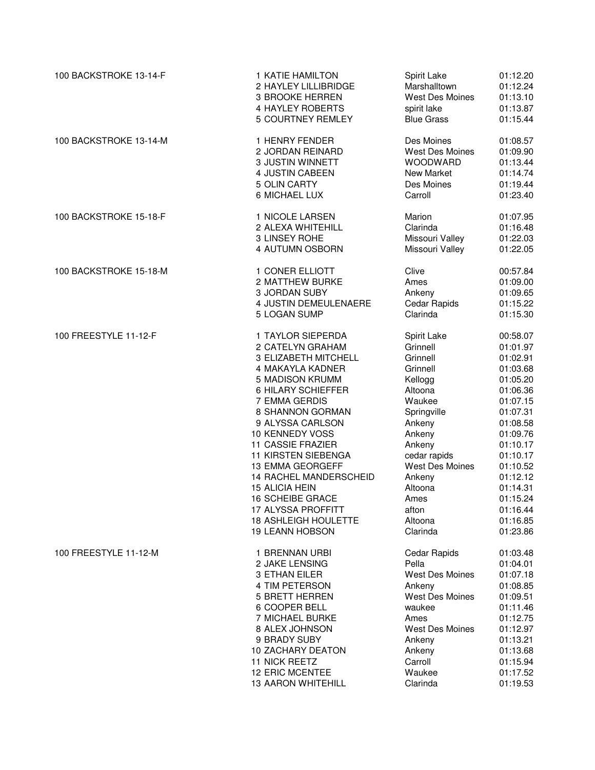| Event | Place | Name | Team | Time |
|---|---|---|---|---|
| 100 BACKSTROKE 13-14-F | 1 | KATIE HAMILTON | Spirit Lake | 01:12.20 |
| | 2 | HAYLEY LILLIBRIDGE | Marshalltown | 01:12.24 |
| | 3 | BROOKE HERREN | West Des Moines | 01:13.10 |
| | 4 | HAYLEY ROBERTS | spirit lake | 01:13.87 |
| | 5 | COURTNEY REMLEY | Blue Grass | 01:15.44 |
| 100 BACKSTROKE 13-14-M | 1 | HENRY FENDER | Des Moines | 01:08.57 |
| | 2 | JORDAN REINARD | West Des Moines | 01:09.90 |
| | 3 | JUSTIN WINNETT | WOODWARD | 01:13.44 |
| | 4 | JUSTIN CABEEN | New Market | 01:14.74 |
| | 5 | OLIN CARTY | Des Moines | 01:19.44 |
| | 6 | MICHAEL LUX | Carroll | 01:23.40 |
| 100 BACKSTROKE 15-18-F | 1 | NICOLE LARSEN | Marion | 01:07.95 |
| | 2 | ALEXA WHITEHILL | Clarinda | 01:16.48 |
| | 3 | LINSEY ROHE | Missouri Valley | 01:22.03 |
| | 4 | AUTUMN OSBORN | Missouri Valley | 01:22.05 |
| 100 BACKSTROKE 15-18-M | 1 | CONER ELLIOTT | Clive | 00:57.84 |
| | 2 | MATTHEW BURKE | Ames | 01:09.00 |
| | 3 | JORDAN SUBY | Ankeny | 01:09.65 |
| | 4 | JUSTIN DEMEULENAERE | Cedar Rapids | 01:15.22 |
| | 5 | LOGAN SUMP | Clarinda | 01:15.30 |
| 100 FREESTYLE 11-12-F | 1 | TAYLOR SIEPERDA | Spirit Lake | 00:58.07 |
| | 2 | CATELYN GRAHAM | Grinnell | 01:01.97 |
| | 3 | ELIZABETH MITCHELL | Grinnell | 01:02.91 |
| | 4 | MAKAYLA KADNER | Grinnell | 01:03.68 |
| | 5 | MADISON KRUMM | Kellogg | 01:05.20 |
| | 6 | HILARY SCHIEFFER | Altoona | 01:06.36 |
| | 7 | EMMA GERDIS | Waukee | 01:07.15 |
| | 8 | SHANNON GORMAN | Springville | 01:07.31 |
| | 9 | ALYSSA CARLSON | Ankeny | 01:08.58 |
| | 10 | KENNEDY VOSS | Ankeny | 01:09.76 |
| | 11 | CASSIE FRAZIER | Ankeny | 01:10.17 |
| | 11 | KIRSTEN SIEBENGA | cedar rapids | 01:10.17 |
| | 13 | EMMA GEORGEFF | West Des Moines | 01:10.52 |
| | 14 | RACHEL MANDERSCHEID | Ankeny | 01:12.12 |
| | 15 | ALICIA HEIN | Altoona | 01:14.31 |
| | 16 | SCHEIBE GRACE | Ames | 01:15.24 |
| | 17 | ALYSSA PROFFITT | afton | 01:16.44 |
| | 18 | ASHLEIGH HOULETTE | Altoona | 01:16.85 |
| | 19 | LEANN HOBSON | Clarinda | 01:23.86 |
| 100 FREESTYLE 11-12-M | 1 | BRENNAN URBI | Cedar Rapids | 01:03.48 |
| | 2 | JAKE LENSING | Pella | 01:04.01 |
| | 3 | ETHAN EILER | West Des Moines | 01:07.18 |
| | 4 | TIM PETERSON | Ankeny | 01:08.85 |
| | 5 | BRETT HERREN | West Des Moines | 01:09.51 |
| | 6 | COOPER BELL | waukee | 01:11.46 |
| | 7 | MICHAEL BURKE | Ames | 01:12.75 |
| | 8 | ALEX JOHNSON | West Des Moines | 01:12.97 |
| | 9 | BRADY SUBY | Ankeny | 01:13.21 |
| | 10 | ZACHARY DEATON | Ankeny | 01:13.68 |
| | 11 | NICK REETZ | Carroll | 01:15.94 |
| | 12 | ERIC MCENTEE | Waukee | 01:17.52 |
| | 13 | AARON WHITEHILL | Clarinda | 01:19.53 |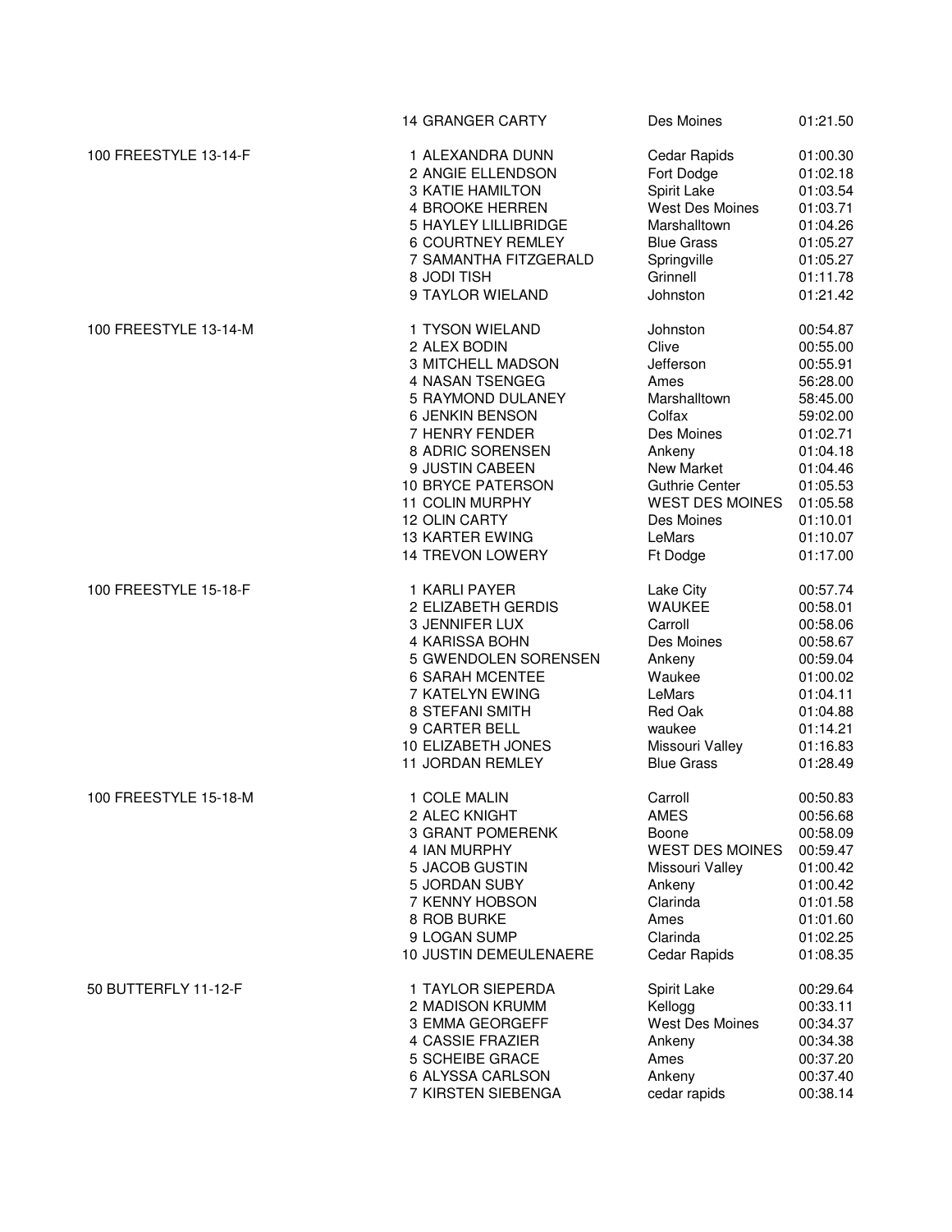| Event | Place | Name | Team | Time |
|---|---|---|---|---|
| | 14 | GRANGER CARTY | Des Moines | 01:21.50 |
| 100 FREESTYLE 13-14-F | 1 | ALEXANDRA DUNN | Cedar Rapids | 01:00.30 |
| | 2 | ANGIE ELLENDSON | Fort Dodge | 01:02.18 |
| | 3 | KATIE HAMILTON | Spirit Lake | 01:03.54 |
| | 4 | BROOKE HERREN | West Des Moines | 01:03.71 |
| | 5 | HAYLEY LILLIBRIDGE | Marshalltown | 01:04.26 |
| | 6 | COURTNEY REMLEY | Blue Grass | 01:05.27 |
| | 7 | SAMANTHA FITZGERALD | Springville | 01:05.27 |
| | 8 | JODI TISH | Grinnell | 01:11.78 |
| | 9 | TAYLOR WIELAND | Johnston | 01:21.42 |
| 100 FREESTYLE 13-14-M | 1 | TYSON WIELAND | Johnston | 00:54.87 |
| | 2 | ALEX BODIN | Clive | 00:55.00 |
| | 3 | MITCHELL MADSON | Jefferson | 00:55.91 |
| | 4 | NASAN TSENGEG | Ames | 56:28.00 |
| | 5 | RAYMOND DULANEY | Marshalltown | 58:45.00 |
| | 6 | JENKIN BENSON | Colfax | 59:02.00 |
| | 7 | HENRY FENDER | Des Moines | 01:02.71 |
| | 8 | ADRIC SORENSEN | Ankeny | 01:04.18 |
| | 9 | JUSTIN CABEEN | New Market | 01:04.46 |
| | 10 | BRYCE PATERSON | Guthrie Center | 01:05.53 |
| | 11 | COLIN MURPHY | WEST DES MOINES | 01:05.58 |
| | 12 | OLIN CARTY | Des Moines | 01:10.01 |
| | 13 | KARTER EWING | LeMars | 01:10.07 |
| | 14 | TREVON LOWERY | Ft Dodge | 01:17.00 |
| 100 FREESTYLE 15-18-F | 1 | KARLI PAYER | Lake City | 00:57.74 |
| | 2 | ELIZABETH GERDIS | WAUKEE | 00:58.01 |
| | 3 | JENNIFER LUX | Carroll | 00:58.06 |
| | 4 | KARISSA BOHN | Des Moines | 00:58.67 |
| | 5 | GWENDOLEN SORENSEN | Ankeny | 00:59.04 |
| | 6 | SARAH MCENTEE | Waukee | 01:00.02 |
| | 7 | KATELYN EWING | LeMars | 01:04.11 |
| | 8 | STEFANI SMITH | Red Oak | 01:04.88 |
| | 9 | CARTER BELL | waukee | 01:14.21 |
| | 10 | ELIZABETH JONES | Missouri Valley | 01:16.83 |
| | 11 | JORDAN REMLEY | Blue Grass | 01:28.49 |
| 100 FREESTYLE 15-18-M | 1 | COLE MALIN | Carroll | 00:50.83 |
| | 2 | ALEC KNIGHT | AMES | 00:56.68 |
| | 3 | GRANT POMERENK | Boone | 00:58.09 |
| | 4 | IAN MURPHY | WEST DES MOINES | 00:59.47 |
| | 5 | JACOB GUSTIN | Missouri Valley | 01:00.42 |
| | 5 | JORDAN SUBY | Ankeny | 01:00.42 |
| | 7 | KENNY HOBSON | Clarinda | 01:01.58 |
| | 8 | ROB BURKE | Ames | 01:01.60 |
| | 9 | LOGAN SUMP | Clarinda | 01:02.25 |
| | 10 | JUSTIN DEMEULENAERE | Cedar Rapids | 01:08.35 |
| 50 BUTTERFLY 11-12-F | 1 | TAYLOR SIEPERDA | Spirit Lake | 00:29.64 |
| | 2 | MADISON KRUMM | Kellogg | 00:33.11 |
| | 3 | EMMA GEORGEFF | West Des Moines | 00:34.37 |
| | 4 | CASSIE FRAZIER | Ankeny | 00:34.38 |
| | 5 | SCHEIBE GRACE | Ames | 00:37.20 |
| | 6 | ALYSSA CARLSON | Ankeny | 00:37.40 |
| | 7 | KIRSTEN SIEBENGA | cedar rapids | 00:38.14 |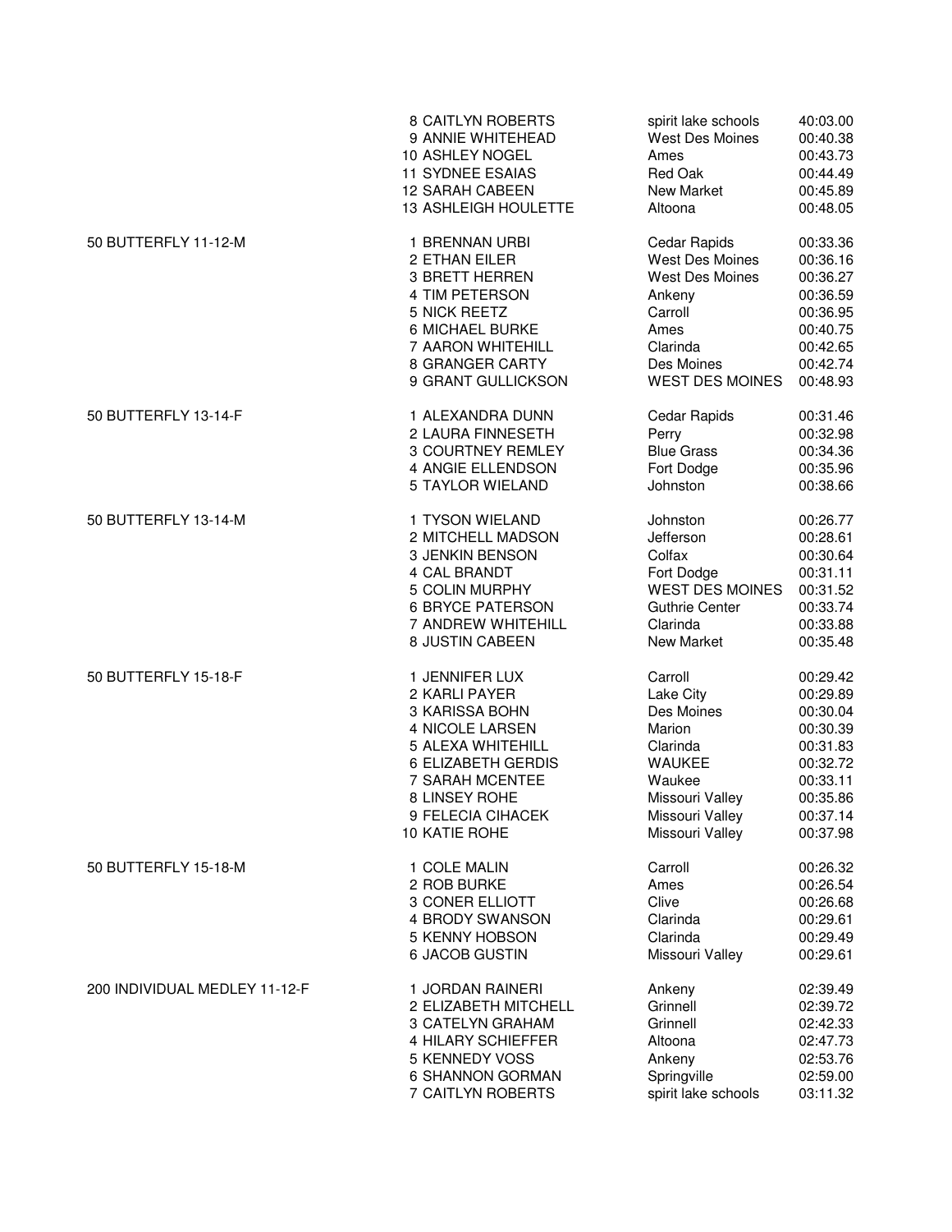| Event | Place | Name | Team | Time |
|---|---|---|---|---|
| | 8 | CAITLYN ROBERTS | spirit lake schools | 40:03.00 |
| | 9 | ANNIE WHITEHEAD | West Des Moines | 00:40.38 |
| | 10 | ASHLEY NOGEL | Ames | 00:43.73 |
| | 11 | SYDNEE ESAIAS | Red Oak | 00:44.49 |
| | 12 | SARAH CABEEN | New Market | 00:45.89 |
| | 13 | ASHLEIGH HOULETTE | Altoona | 00:48.05 |
| 50 BUTTERFLY 11-12-M | 1 | BRENNAN URBI | Cedar Rapids | 00:33.36 |
| | 2 | ETHAN EILER | West Des Moines | 00:36.16 |
| | 3 | BRETT HERREN | West Des Moines | 00:36.27 |
| | 4 | TIM PETERSON | Ankeny | 00:36.59 |
| | 5 | NICK REETZ | Carroll | 00:36.95 |
| | 6 | MICHAEL BURKE | Ames | 00:40.75 |
| | 7 | AARON WHITEHILL | Clarinda | 00:42.65 |
| | 8 | GRANGER CARTY | Des Moines | 00:42.74 |
| | 9 | GRANT GULLICKSON | WEST DES MOINES | 00:48.93 |
| 50 BUTTERFLY 13-14-F | 1 | ALEXANDRA DUNN | Cedar Rapids | 00:31.46 |
| | 2 | LAURA FINNESETH | Perry | 00:32.98 |
| | 3 | COURTNEY REMLEY | Blue Grass | 00:34.36 |
| | 4 | ANGIE ELLENDSON | Fort Dodge | 00:35.96 |
| | 5 | TAYLOR WIELAND | Johnston | 00:38.66 |
| 50 BUTTERFLY 13-14-M | 1 | TYSON WIELAND | Johnston | 00:26.77 |
| | 2 | MITCHELL MADSON | Jefferson | 00:28.61 |
| | 3 | JENKIN BENSON | Colfax | 00:30.64 |
| | 4 | CAL BRANDT | Fort Dodge | 00:31.11 |
| | 5 | COLIN MURPHY | WEST DES MOINES | 00:31.52 |
| | 6 | BRYCE PATERSON | Guthrie Center | 00:33.74 |
| | 7 | ANDREW WHITEHILL | Clarinda | 00:33.88 |
| | 8 | JUSTIN CABEEN | New Market | 00:35.48 |
| 50 BUTTERFLY 15-18-F | 1 | JENNIFER LUX | Carroll | 00:29.42 |
| | 2 | KARLI PAYER | Lake City | 00:29.89 |
| | 3 | KARISSA BOHN | Des Moines | 00:30.04 |
| | 4 | NICOLE LARSEN | Marion | 00:30.39 |
| | 5 | ALEXA WHITEHILL | Clarinda | 00:31.83 |
| | 6 | ELIZABETH GERDIS | WAUKEE | 00:32.72 |
| | 7 | SARAH MCENTEE | Waukee | 00:33.11 |
| | 8 | LINSEY ROHE | Missouri Valley | 00:35.86 |
| | 9 | FELECIA CIHACEK | Missouri Valley | 00:37.14 |
| | 10 | KATIE ROHE | Missouri Valley | 00:37.98 |
| 50 BUTTERFLY 15-18-M | 1 | COLE MALIN | Carroll | 00:26.32 |
| | 2 | ROB BURKE | Ames | 00:26.54 |
| | 3 | CONER ELLIOTT | Clive | 00:26.68 |
| | 4 | BRODY SWANSON | Clarinda | 00:29.61 |
| | 5 | KENNY HOBSON | Clarinda | 00:29.49 |
| | 6 | JACOB GUSTIN | Missouri Valley | 00:29.61 |
| 200 INDIVIDUAL MEDLEY 11-12-F | 1 | JORDAN RAINERI | Ankeny | 02:39.49 |
| | 2 | ELIZABETH MITCHELL | Grinnell | 02:39.72 |
| | 3 | CATELYN GRAHAM | Grinnell | 02:42.33 |
| | 4 | HILARY SCHIEFFER | Altoona | 02:47.73 |
| | 5 | KENNEDY VOSS | Ankeny | 02:53.76 |
| | 6 | SHANNON GORMAN | Springville | 02:59.00 |
| | 7 | CAITLYN ROBERTS | spirit lake schools | 03:11.32 |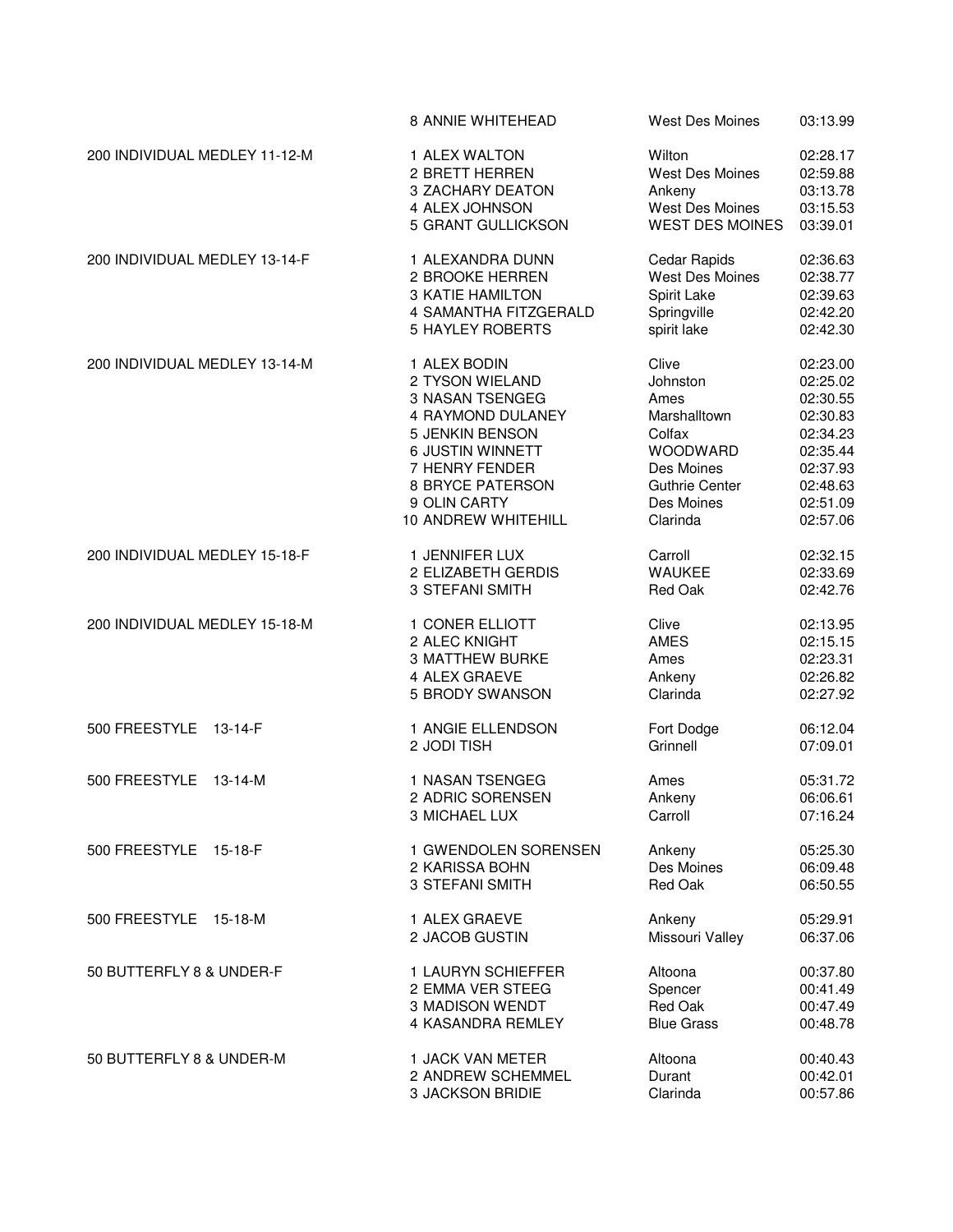| Event | Place | Name | City | Time |
|---|---|---|---|---|
| | 8 | ANNIE WHITEHEAD | West Des Moines | 03:13.99 |
| 200 INDIVIDUAL MEDLEY 11-12-M | 1 | ALEX WALTON | Wilton | 02:28.17 |
| | 2 | BRETT HERREN | West Des Moines | 02:59.88 |
| | 3 | ZACHARY DEATON | Ankeny | 03:13.78 |
| | 4 | ALEX JOHNSON | West Des Moines | 03:15.53 |
| | 5 | GRANT GULLICKSON | WEST DES MOINES | 03:39.01 |
| 200 INDIVIDUAL MEDLEY 13-14-F | 1 | ALEXANDRA DUNN | Cedar Rapids | 02:36.63 |
| | 2 | BROOKE HERREN | West Des Moines | 02:38.77 |
| | 3 | KATIE HAMILTON | Spirit Lake | 02:39.63 |
| | 4 | SAMANTHA FITZGERALD | Springville | 02:42.20 |
| | 5 | HAYLEY ROBERTS | spirit lake | 02:42.30 |
| 200 INDIVIDUAL MEDLEY 13-14-M | 1 | ALEX BODIN | Clive | 02:23.00 |
| | 2 | TYSON WIELAND | Johnston | 02:25.02 |
| | 3 | NASAN TSENGEG | Ames | 02:30.55 |
| | 4 | RAYMOND DULANEY | Marshalltown | 02:30.83 |
| | 5 | JENKIN BENSON | Colfax | 02:34.23 |
| | 6 | JUSTIN WINNETT | WOODWARD | 02:35.44 |
| | 7 | HENRY FENDER | Des Moines | 02:37.93 |
| | 8 | BRYCE PATERSON | Guthrie Center | 02:48.63 |
| | 9 | OLIN CARTY | Des Moines | 02:51.09 |
| | 10 | ANDREW WHITEHILL | Clarinda | 02:57.06 |
| 200 INDIVIDUAL MEDLEY 15-18-F | 1 | JENNIFER LUX | Carroll | 02:32.15 |
| | 2 | ELIZABETH GERDIS | WAUKEE | 02:33.69 |
| | 3 | STEFANI SMITH | Red Oak | 02:42.76 |
| 200 INDIVIDUAL MEDLEY 15-18-M | 1 | CONER ELLIOTT | Clive | 02:13.95 |
| | 2 | ALEC KNIGHT | AMES | 02:15.15 |
| | 3 | MATTHEW BURKE | Ames | 02:23.31 |
| | 4 | ALEX GRAEVE | Ankeny | 02:26.82 |
| | 5 | BRODY SWANSON | Clarinda | 02:27.92 |
| 500 FREESTYLE 13-14-F | 1 | ANGIE ELLENDSON | Fort Dodge | 06:12.04 |
| | 2 | JODI TISH | Grinnell | 07:09.01 |
| 500 FREESTYLE 13-14-M | 1 | NASAN TSENGEG | Ames | 05:31.72 |
| | 2 | ADRIC SORENSEN | Ankeny | 06:06.61 |
| | 3 | MICHAEL LUX | Carroll | 07:16.24 |
| 500 FREESTYLE 15-18-F | 1 | GWENDOLEN SORENSEN | Ankeny | 05:25.30 |
| | 2 | KARISSA BOHN | Des Moines | 06:09.48 |
| | 3 | STEFANI SMITH | Red Oak | 06:50.55 |
| 500 FREESTYLE 15-18-M | 1 | ALEX GRAEVE | Ankeny | 05:29.91 |
| | 2 | JACOB GUSTIN | Missouri Valley | 06:37.06 |
| 50 BUTTERFLY 8 & UNDER-F | 1 | LAURYN SCHIEFFER | Altoona | 00:37.80 |
| | 2 | EMMA VER STEEG | Spencer | 00:41.49 |
| | 3 | MADISON WENDT | Red Oak | 00:47.49 |
| | 4 | KASANDRA REMLEY | Blue Grass | 00:48.78 |
| 50 BUTTERFLY 8 & UNDER-M | 1 | JACK VAN METER | Altoona | 00:40.43 |
| | 2 | ANDREW SCHEMMEL | Durant | 00:42.01 |
| | 3 | JACKSON BRIDIE | Clarinda | 00:57.86 |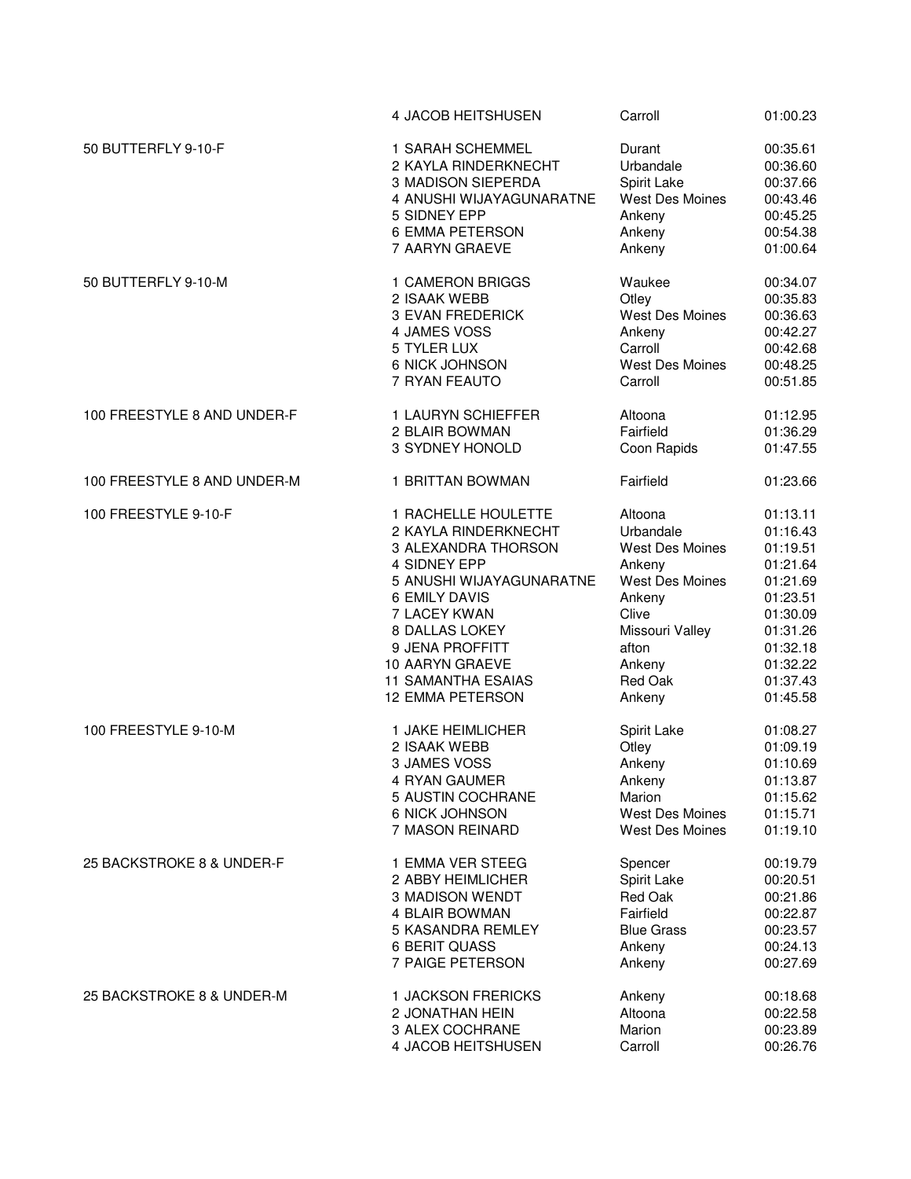| Event | Place | Name | Team | Time |
|---|---|---|---|---|
| | 4 | JACOB HEITSHUSEN | Carroll | 01:00.23 |
| 50 BUTTERFLY 9-10-F | 1 | SARAH SCHEMMEL | Durant | 00:35.61 |
| | 2 | KAYLA RINDERKNECHT | Urbandale | 00:36.60 |
| | 3 | MADISON SIEPERDA | Spirit Lake | 00:37.66 |
| | 4 | ANUSHI WIJAYAGUNARATNE | West Des Moines | 00:43.46 |
| | 5 | SIDNEY EPP | Ankeny | 00:45.25 |
| | 6 | EMMA PETERSON | Ankeny | 00:54.38 |
| | 7 | AARYN GRAEVE | Ankeny | 01:00.64 |
| 50 BUTTERFLY 9-10-M | 1 | CAMERON BRIGGS | Waukee | 00:34.07 |
| | 2 | ISAAK WEBB | Otley | 00:35.83 |
| | 3 | EVAN FREDERICK | West Des Moines | 00:36.63 |
| | 4 | JAMES VOSS | Ankeny | 00:42.27 |
| | 5 | TYLER LUX | Carroll | 00:42.68 |
| | 6 | NICK JOHNSON | West Des Moines | 00:48.25 |
| | 7 | RYAN FEAUTO | Carroll | 00:51.85 |
| 100 FREESTYLE 8 AND UNDER-F | 1 | LAURYN SCHIEFFER | Altoona | 01:12.95 |
| | 2 | BLAIR BOWMAN | Fairfield | 01:36.29 |
| | 3 | SYDNEY HONOLD | Coon Rapids | 01:47.55 |
| 100 FREESTYLE 8 AND UNDER-M | 1 | BRITTAN BOWMAN | Fairfield | 01:23.66 |
| 100 FREESTYLE 9-10-F | 1 | RACHELLE HOULETTE | Altoona | 01:13.11 |
| | 2 | KAYLA RINDERKNECHT | Urbandale | 01:16.43 |
| | 3 | ALEXANDRA THORSON | West Des Moines | 01:19.51 |
| | 4 | SIDNEY EPP | Ankeny | 01:21.64 |
| | 5 | ANUSHI WIJAYAGUNARATNE | West Des Moines | 01:21.69 |
| | 6 | EMILY DAVIS | Ankeny | 01:23.51 |
| | 7 | LACEY KWAN | Clive | 01:30.09 |
| | 8 | DALLAS LOKEY | Missouri Valley | 01:31.26 |
| | 9 | JENA PROFFITT | afton | 01:32.18 |
| | 10 | AARYN GRAEVE | Ankeny | 01:32.22 |
| | 11 | SAMANTHA ESAIAS | Red Oak | 01:37.43 |
| | 12 | EMMA PETERSON | Ankeny | 01:45.58 |
| 100 FREESTYLE 9-10-M | 1 | JAKE HEIMLICHER | Spirit Lake | 01:08.27 |
| | 2 | ISAAK WEBB | Otley | 01:09.19 |
| | 3 | JAMES VOSS | Ankeny | 01:10.69 |
| | 4 | RYAN GAUMER | Ankeny | 01:13.87 |
| | 5 | AUSTIN COCHRANE | Marion | 01:15.62 |
| | 6 | NICK JOHNSON | West Des Moines | 01:15.71 |
| | 7 | MASON REINARD | West Des Moines | 01:19.10 |
| 25 BACKSTROKE 8 & UNDER-F | 1 | EMMA VER STEEG | Spencer | 00:19.79 |
| | 2 | ABBY HEIMLICHER | Spirit Lake | 00:20.51 |
| | 3 | MADISON WENDT | Red Oak | 00:21.86 |
| | 4 | BLAIR BOWMAN | Fairfield | 00:22.87 |
| | 5 | KASANDRA REMLEY | Blue Grass | 00:23.57 |
| | 6 | BERIT QUASS | Ankeny | 00:24.13 |
| | 7 | PAIGE PETERSON | Ankeny | 00:27.69 |
| 25 BACKSTROKE 8 & UNDER-M | 1 | JACKSON FRERICKS | Ankeny | 00:18.68 |
| | 2 | JONATHAN HEIN | Altoona | 00:22.58 |
| | 3 | ALEX COCHRANE | Marion | 00:23.89 |
| | 4 | JACOB HEITSHUSEN | Carroll | 00:26.76 |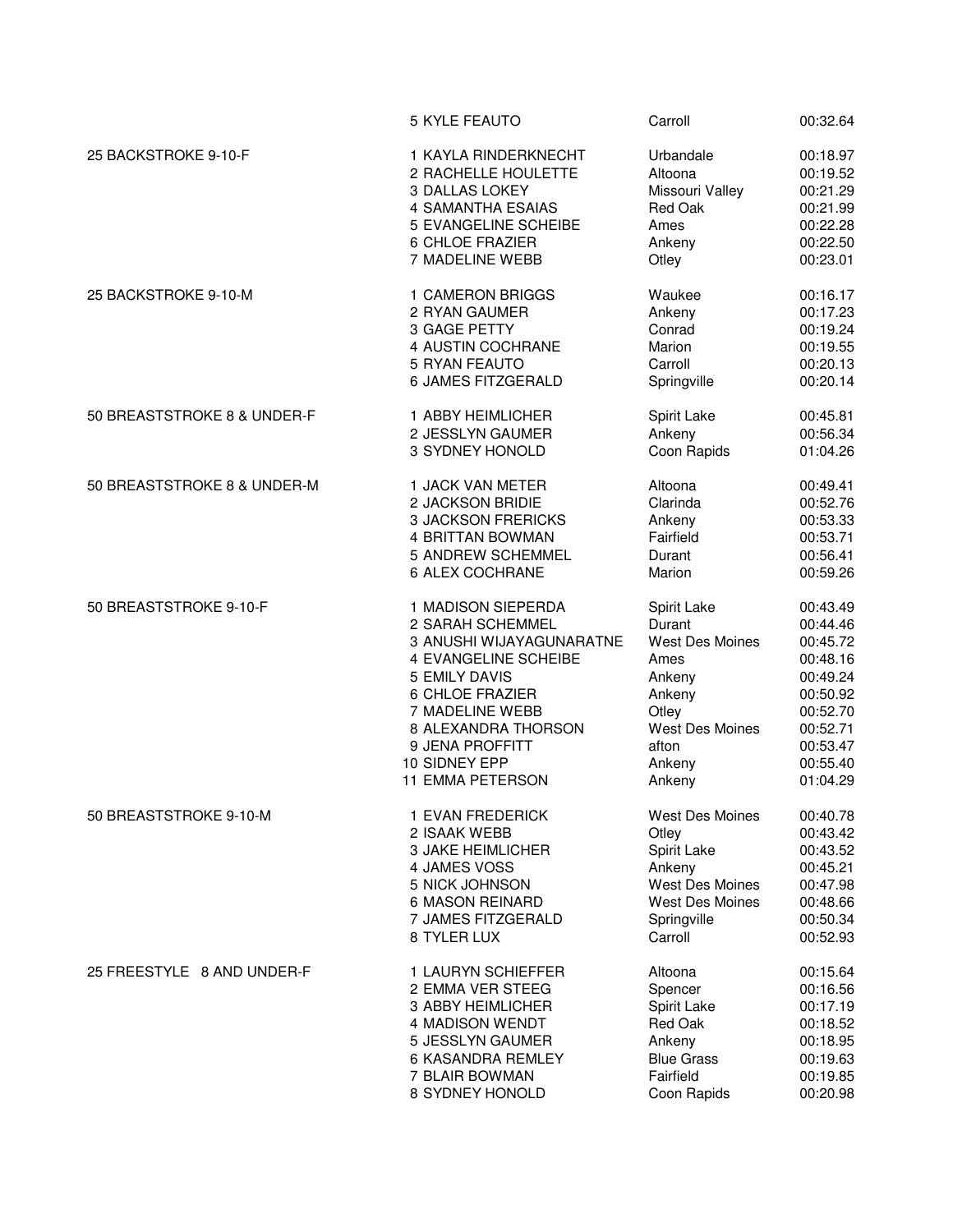| Event | Place | Name | Team | Time |
|---|---|---|---|---|
| | 5 | KYLE FEAUTO | Carroll | 00:32.64 |
| 25 BACKSTROKE 9-10-F | 1 | KAYLA RINDERKNECHT | Urbandale | 00:18.97 |
| | 2 | RACHELLE HOULETTE | Altoona | 00:19.52 |
| | 3 | DALLAS LOKEY | Missouri Valley | 00:21.29 |
| | 4 | SAMANTHA ESAIAS | Red Oak | 00:21.99 |
| | 5 | EVANGELINE SCHEIBE | Ames | 00:22.28 |
| | 6 | CHLOE FRAZIER | Ankeny | 00:22.50 |
| | 7 | MADELINE WEBB | Otley | 00:23.01 |
| 25 BACKSTROKE 9-10-M | 1 | CAMERON BRIGGS | Waukee | 00:16.17 |
| | 2 | RYAN GAUMER | Ankeny | 00:17.23 |
| | 3 | GAGE PETTY | Conrad | 00:19.24 |
| | 4 | AUSTIN COCHRANE | Marion | 00:19.55 |
| | 5 | RYAN FEAUTO | Carroll | 00:20.13 |
| | 6 | JAMES FITZGERALD | Springville | 00:20.14 |
| 50 BREASTSTROKE 8 & UNDER-F | 1 | ABBY HEIMLICHER | Spirit Lake | 00:45.81 |
| | 2 | JESSLYN GAUMER | Ankeny | 00:56.34 |
| | 3 | SYDNEY HONOLD | Coon Rapids | 01:04.26 |
| 50 BREASTSTROKE 8 & UNDER-M | 1 | JACK VAN METER | Altoona | 00:49.41 |
| | 2 | JACKSON BRIDIE | Clarinda | 00:52.76 |
| | 3 | JACKSON FRERICKS | Ankeny | 00:53.33 |
| | 4 | BRITTAN BOWMAN | Fairfield | 00:53.71 |
| | 5 | ANDREW SCHEMMEL | Durant | 00:56.41 |
| | 6 | ALEX COCHRANE | Marion | 00:59.26 |
| 50 BREASTSTROKE 9-10-F | 1 | MADISON SIEPERDA | Spirit Lake | 00:43.49 |
| | 2 | SARAH SCHEMMEL | Durant | 00:44.46 |
| | 3 | ANUSHI WIJAYAGUNARATNE | West Des Moines | 00:45.72 |
| | 4 | EVANGELINE SCHEIBE | Ames | 00:48.16 |
| | 5 | EMILY DAVIS | Ankeny | 00:49.24 |
| | 6 | CHLOE FRAZIER | Ankeny | 00:50.92 |
| | 7 | MADELINE WEBB | Otley | 00:52.70 |
| | 8 | ALEXANDRA THORSON | West Des Moines | 00:52.71 |
| | 9 | JENA PROFFITT | afton | 00:53.47 |
| | 10 | SIDNEY EPP | Ankeny | 00:55.40 |
| | 11 | EMMA PETERSON | Ankeny | 01:04.29 |
| 50 BREASTSTROKE 9-10-M | 1 | EVAN FREDERICK | West Des Moines | 00:40.78 |
| | 2 | ISAAK WEBB | Otley | 00:43.42 |
| | 3 | JAKE HEIMLICHER | Spirit Lake | 00:43.52 |
| | 4 | JAMES VOSS | Ankeny | 00:45.21 |
| | 5 | NICK JOHNSON | West Des Moines | 00:47.98 |
| | 6 | MASON REINARD | West Des Moines | 00:48.66 |
| | 7 | JAMES FITZGERALD | Springville | 00:50.34 |
| | 8 | TYLER LUX | Carroll | 00:52.93 |
| 25 FREESTYLE 8 AND UNDER-F | 1 | LAURYN SCHIEFFER | Altoona | 00:15.64 |
| | 2 | EMMA VER STEEG | Spencer | 00:16.56 |
| | 3 | ABBY HEIMLICHER | Spirit Lake | 00:17.19 |
| | 4 | MADISON WENDT | Red Oak | 00:18.52 |
| | 5 | JESSLYN GAUMER | Ankeny | 00:18.95 |
| | 6 | KASANDRA REMLEY | Blue Grass | 00:19.63 |
| | 7 | BLAIR BOWMAN | Fairfield | 00:19.85 |
| | 8 | SYDNEY HONOLD | Coon Rapids | 00:20.98 |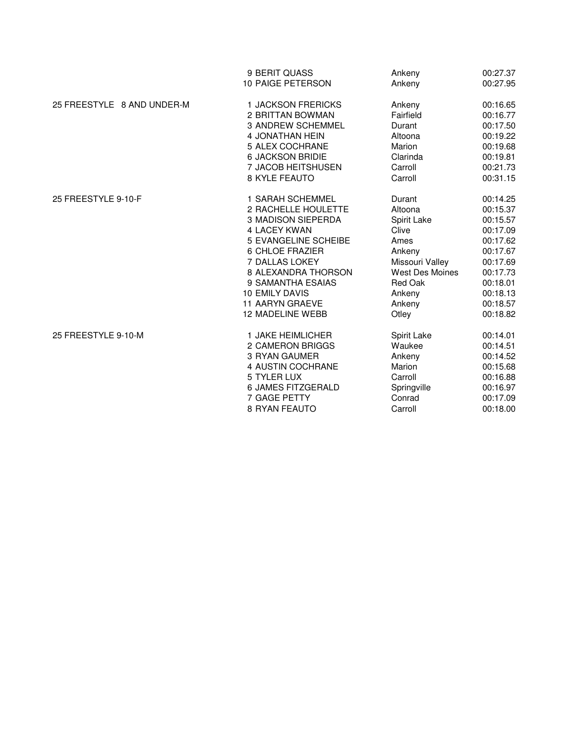| | | | |
|---|---|---|---|
| | 9 BERIT QUASS | Ankeny | 00:27.37 |
| | 10 PAIGE PETERSON | Ankeny | 00:27.95 |
| 25 FREESTYLE 8 AND UNDER-M | 1 JACKSON FRERICKS | Ankeny | 00:16.65 |
| | 2 BRITTAN BOWMAN | Fairfield | 00:16.77 |
| | 3 ANDREW SCHEMMEL | Durant | 00:17.50 |
| | 4 JONATHAN HEIN | Altoona | 00:19.22 |
| | 5 ALEX COCHRANE | Marion | 00:19.68 |
| | 6 JACKSON BRIDIE | Clarinda | 00:19.81 |
| | 7 JACOB HEITSHUSEN | Carroll | 00:21.73 |
| | 8 KYLE FEAUTO | Carroll | 00:31.15 |
| 25 FREESTYLE 9-10-F | 1 SARAH SCHEMMEL | Durant | 00:14.25 |
| | 2 RACHELLE HOULETTE | Altoona | 00:15.37 |
| | 3 MADISON SIEPERDA | Spirit Lake | 00:15.57 |
| | 4 LACEY KWAN | Clive | 00:17.09 |
| | 5 EVANGELINE SCHEIBE | Ames | 00:17.62 |
| | 6 CHLOE FRAZIER | Ankeny | 00:17.67 |
| | 7 DALLAS LOKEY | Missouri Valley | 00:17.69 |
| | 8 ALEXANDRA THORSON | West Des Moines | 00:17.73 |
| | 9 SAMANTHA ESAIAS | Red Oak | 00:18.01 |
| | 10 EMILY DAVIS | Ankeny | 00:18.13 |
| | 11 AARYN GRAEVE | Ankeny | 00:18.57 |
| | 12 MADELINE WEBB | Otley | 00:18.82 |
| 25 FREESTYLE 9-10-M | 1 JAKE HEIMLICHER | Spirit Lake | 00:14.01 |
| | 2 CAMERON BRIGGS | Waukee | 00:14.51 |
| | 3 RYAN GAUMER | Ankeny | 00:14.52 |
| | 4 AUSTIN COCHRANE | Marion | 00:15.68 |
| | 5 TYLER LUX | Carroll | 00:16.88 |
| | 6 JAMES FITZGERALD | Springville | 00:16.97 |
| | 7 GAGE PETTY | Conrad | 00:17.09 |
| | 8 RYAN FEAUTO | Carroll | 00:18.00 |